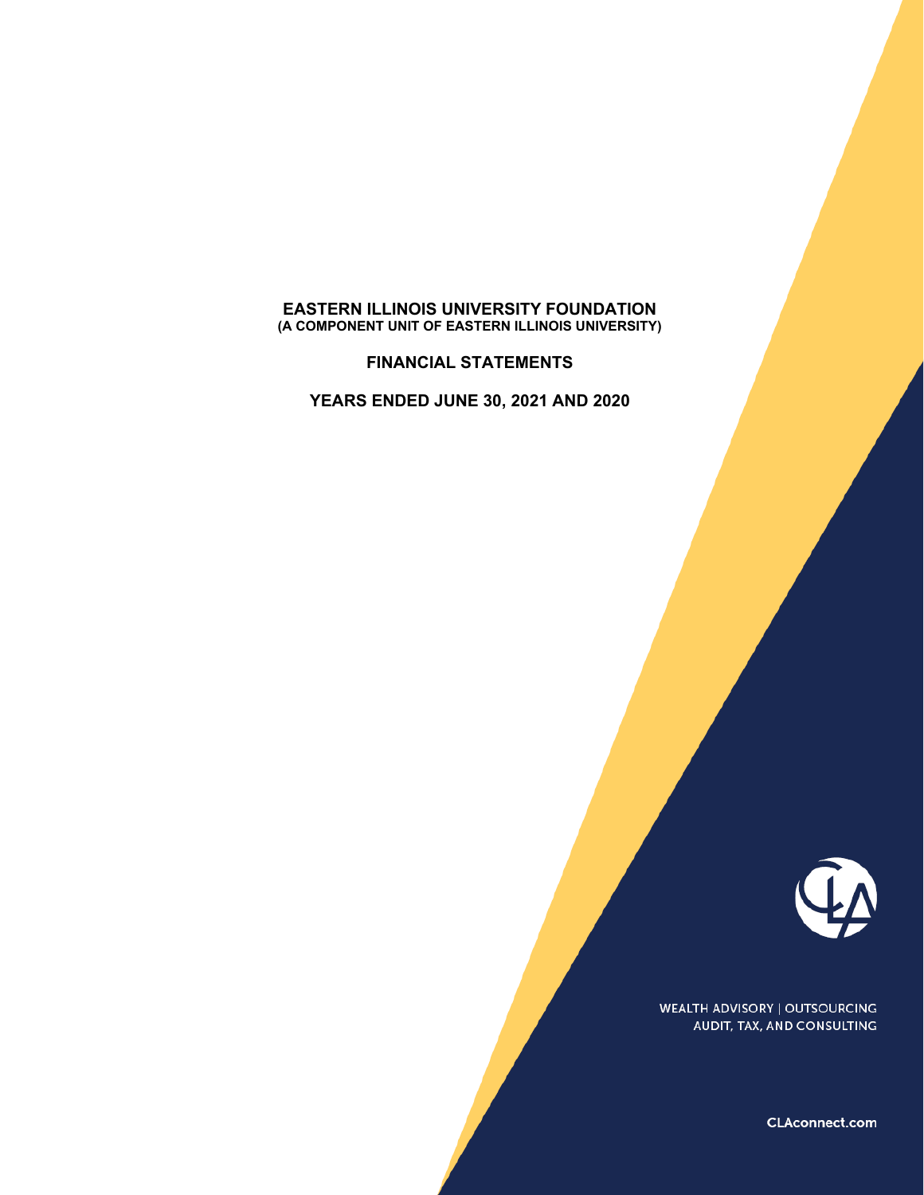# EASTERN ILLINOIS UNIVERSITY FOUNDATION
**(A COMPONENT UNIT OF EASTERN ILLINOIS UNIVERSITY)**

## FINANCIAL STATEMENTS

## YEARS ENDED JUNE 30, 2021 AND 2020

WEALTH ADVISORY | OUTSOURCING
AUDIT, TAX, AND CONSULTING

CLAconnect.com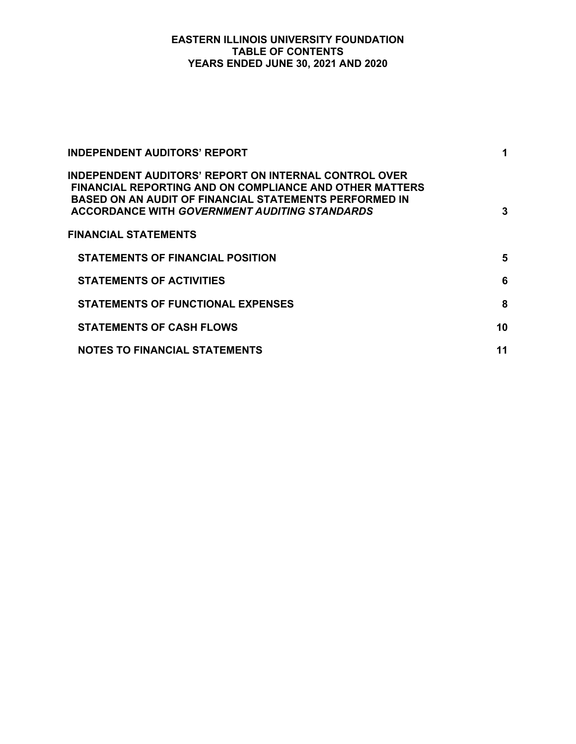# EASTERN ILLINOIS UNIVERSITY FOUNDATION
## TABLE OF CONTENTS
## YEARS ENDED JUNE 30, 2021 AND 2020

| | |
|---|---|
| **INDEPENDENT AUDITORS' REPORT** | **1** |
| **INDEPENDENT AUDITORS' REPORT ON INTERNAL CONTROL OVER FINANCIAL REPORTING AND ON COMPLIANCE AND OTHER MATTERS BASED ON AN AUDIT OF FINANCIAL STATEMENTS PERFORMED IN ACCORDANCE WITH *GOVERNMENT AUDITING STANDARDS*** | **3** |
| **FINANCIAL STATEMENTS** | |
| **STATEMENTS OF FINANCIAL POSITION** | **5** |
| **STATEMENTS OF ACTIVITIES** | **6** |
| **STATEMENTS OF FUNCTIONAL EXPENSES** | **8** |
| **STATEMENTS OF CASH FLOWS** | **10** |
| **NOTES TO FINANCIAL STATEMENTS** | **11** |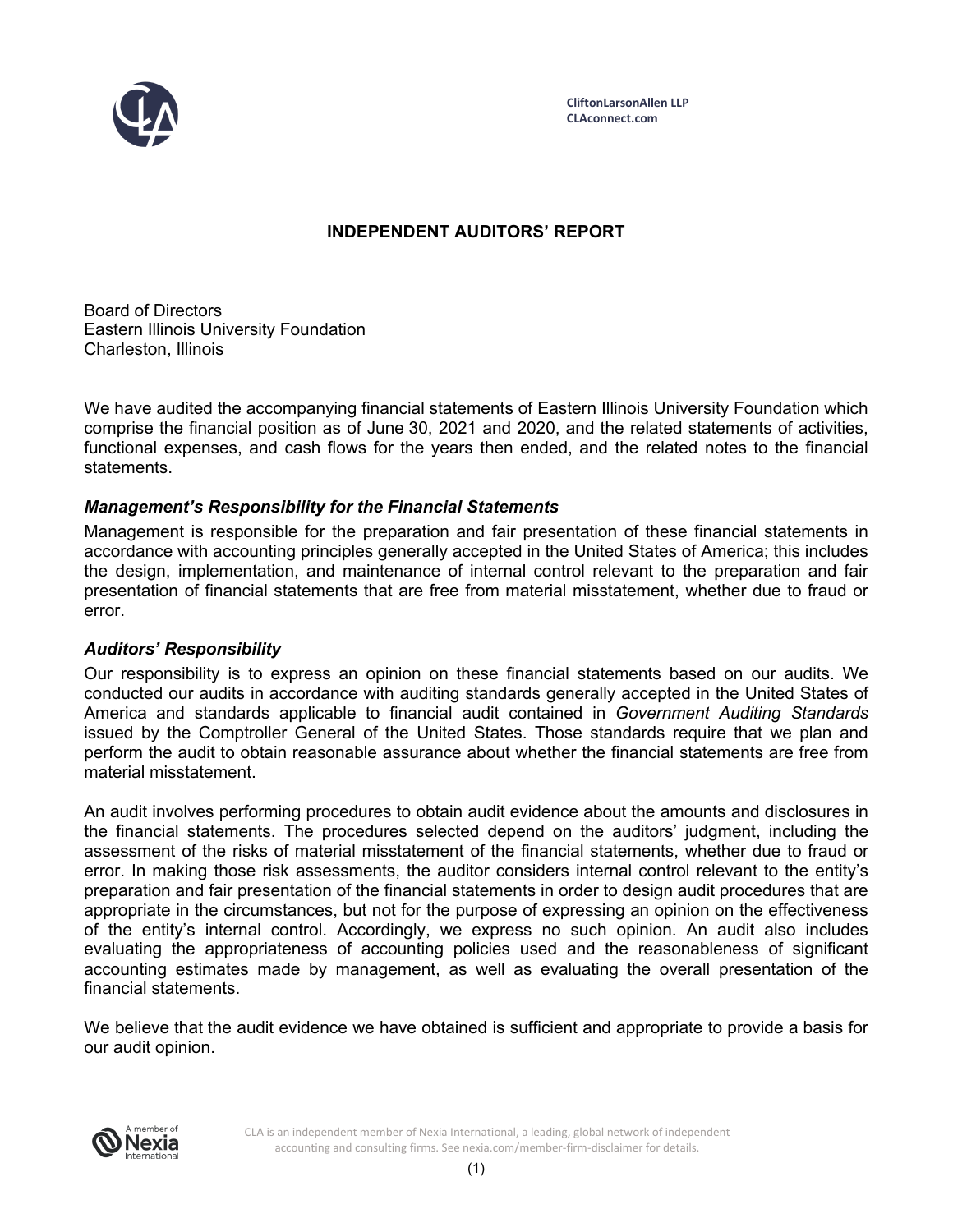CliftonLarsonAllen LLP
CLAconnect.com

## INDEPENDENT AUDITORS' REPORT

Board of Directors
Eastern Illinois University Foundation
Charleston, Illinois

We have audited the accompanying financial statements of Eastern Illinois University Foundation which comprise the financial position as of June 30, 2021 and 2020, and the related statements of activities, functional expenses, and cash flows for the years then ended, and the related notes to the financial statements.

### *Management's Responsibility for the Financial Statements*

Management is responsible for the preparation and fair presentation of these financial statements in accordance with accounting principles generally accepted in the United States of America; this includes the design, implementation, and maintenance of internal control relevant to the preparation and fair presentation of financial statements that are free from material misstatement, whether due to fraud or error.

### *Auditors' Responsibility*

Our responsibility is to express an opinion on these financial statements based on our audits. We conducted our audits in accordance with auditing standards generally accepted in the United States of America and standards applicable to financial audit contained in *Government Auditing Standards* issued by the Comptroller General of the United States. Those standards require that we plan and perform the audit to obtain reasonable assurance about whether the financial statements are free from material misstatement.

An audit involves performing procedures to obtain audit evidence about the amounts and disclosures in the financial statements. The procedures selected depend on the auditors' judgment, including the assessment of the risks of material misstatement of the financial statements, whether due to fraud or error. In making those risk assessments, the auditor considers internal control relevant to the entity's preparation and fair presentation of the financial statements in order to design audit procedures that are appropriate in the circumstances, but not for the purpose of expressing an opinion on the effectiveness of the entity's internal control. Accordingly, we express no such opinion. An audit also includes evaluating the appropriateness of accounting policies used and the reasonableness of significant accounting estimates made by management, as well as evaluating the overall presentation of the financial statements.

We believe that the audit evidence we have obtained is sufficient and appropriate to provide a basis for our audit opinion.

CLA is an independent member of Nexia International, a leading, global network of independent accounting and consulting firms. See nexia.com/member-firm-disclaimer for details.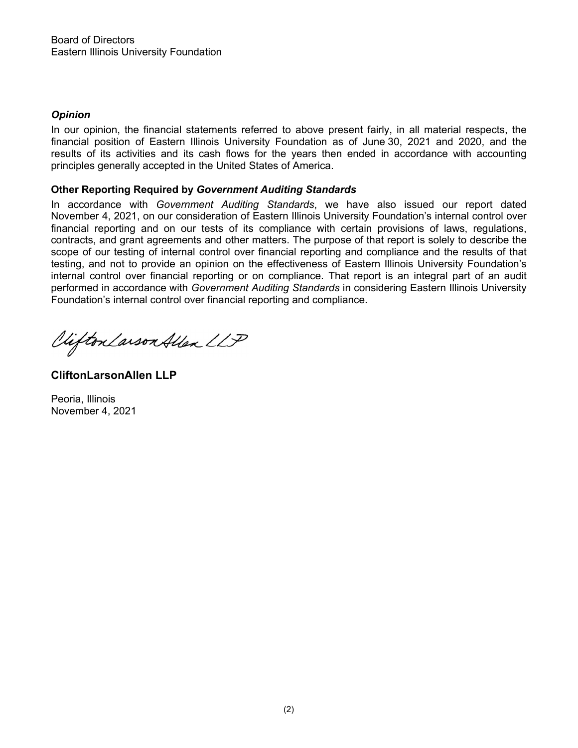Board of Directors
Eastern Illinois University Foundation

### *Opinion*

In our opinion, the financial statements referred to above present fairly, in all material respects, the financial position of Eastern Illinois University Foundation as of June 30, 2021 and 2020, and the results of its activities and its cash flows for the years then ended in accordance with accounting principles generally accepted in the United States of America.

### Other Reporting Required by *Government Auditing Standards*

In accordance with *Government Auditing Standards*, we have also issued our report dated November 4, 2021, on our consideration of Eastern Illinois University Foundation's internal control over financial reporting and on our tests of its compliance with certain provisions of laws, regulations, contracts, and grant agreements and other matters. The purpose of that report is solely to describe the scope of our testing of internal control over financial reporting and compliance and the results of that testing, and not to provide an opinion on the effectiveness of Eastern Illinois University Foundation's internal control over financial reporting or on compliance. That report is an integral part of an audit performed in accordance with *Government Auditing Standards* in considering Eastern Illinois University Foundation's internal control over financial reporting and compliance.

CliftonLarsonAllen LLP

**CliftonLarsonAllen LLP**

Peoria, Illinois
November 4, 2021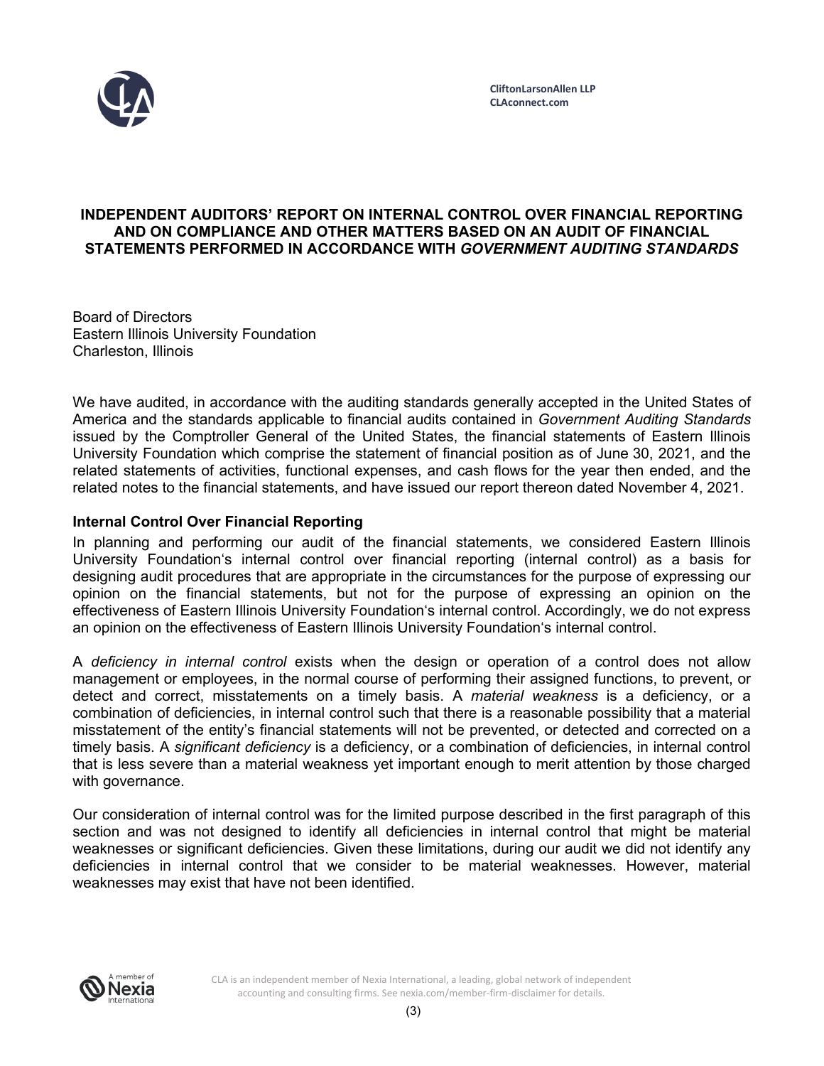CliftonLarsonAllen LLP
CLAconnect.com

# INDEPENDENT AUDITORS' REPORT ON INTERNAL CONTROL OVER FINANCIAL REPORTING AND ON COMPLIANCE AND OTHER MATTERS BASED ON AN AUDIT OF FINANCIAL STATEMENTS PERFORMED IN ACCORDANCE WITH *GOVERNMENT AUDITING STANDARDS*

Board of Directors
Eastern Illinois University Foundation
Charleston, Illinois

We have audited, in accordance with the auditing standards generally accepted in the United States of America and the standards applicable to financial audits contained in *Government Auditing Standards* issued by the Comptroller General of the United States, the financial statements of Eastern Illinois University Foundation which comprise the statement of financial position as of June 30, 2021, and the related statements of activities, functional expenses, and cash flows for the year then ended, and the related notes to the financial statements, and have issued our report thereon dated November 4, 2021.

## Internal Control Over Financial Reporting

In planning and performing our audit of the financial statements, we considered Eastern Illinois University Foundation's internal control over financial reporting (internal control) as a basis for designing audit procedures that are appropriate in the circumstances for the purpose of expressing our opinion on the financial statements, but not for the purpose of expressing an opinion on the effectiveness of Eastern Illinois University Foundation's internal control. Accordingly, we do not express an opinion on the effectiveness of Eastern Illinois University Foundation's internal control.

A *deficiency in internal control* exists when the design or operation of a control does not allow management or employees, in the normal course of performing their assigned functions, to prevent, or detect and correct, misstatements on a timely basis. A *material weakness* is a deficiency, or a combination of deficiencies, in internal control such that there is a reasonable possibility that a material misstatement of the entity's financial statements will not be prevented, or detected and corrected on a timely basis. A *significant deficiency* is a deficiency, or a combination of deficiencies, in internal control that is less severe than a material weakness yet important enough to merit attention by those charged with governance.

Our consideration of internal control was for the limited purpose described in the first paragraph of this section and was not designed to identify all deficiencies in internal control that might be material weaknesses or significant deficiencies. Given these limitations, during our audit we did not identify any deficiencies in internal control that we consider to be material weaknesses. However, material weaknesses may exist that have not been identified.

CLA is an independent member of Nexia International, a leading, global network of independent accounting and consulting firms. See nexia.com/member-firm-disclaimer for details.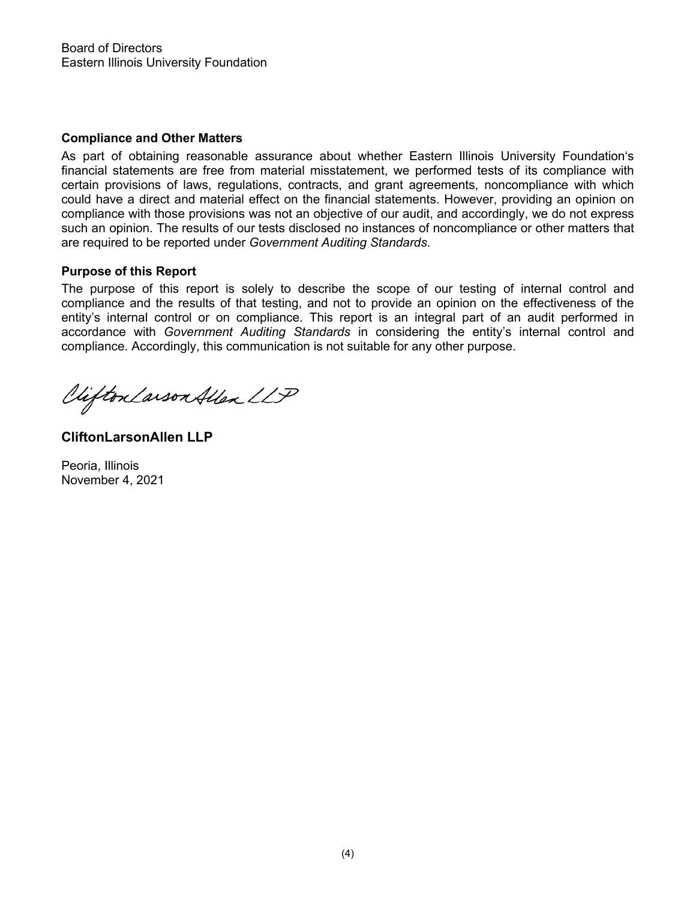Board of Directors
Eastern Illinois University Foundation

**Compliance and Other Matters**

As part of obtaining reasonable assurance about whether Eastern Illinois University Foundation's financial statements are free from material misstatement, we performed tests of its compliance with certain provisions of laws, regulations, contracts, and grant agreements, noncompliance with which could have a direct and material effect on the financial statements. However, providing an opinion on compliance with those provisions was not an objective of our audit, and accordingly, we do not express such an opinion. The results of our tests disclosed no instances of noncompliance or other matters that are required to be reported under *Government Auditing Standards*.

**Purpose of this Report**

The purpose of this report is solely to describe the scope of our testing of internal control and compliance and the results of that testing, and not to provide an opinion on the effectiveness of the entity's internal control or on compliance. This report is an integral part of an audit performed in accordance with *Government Auditing Standards* in considering the entity's internal control and compliance. Accordingly, this communication is not suitable for any other purpose.

CliftonLarsonAllen LLP

**CliftonLarsonAllen LLP**

Peoria, Illinois
November 4, 2021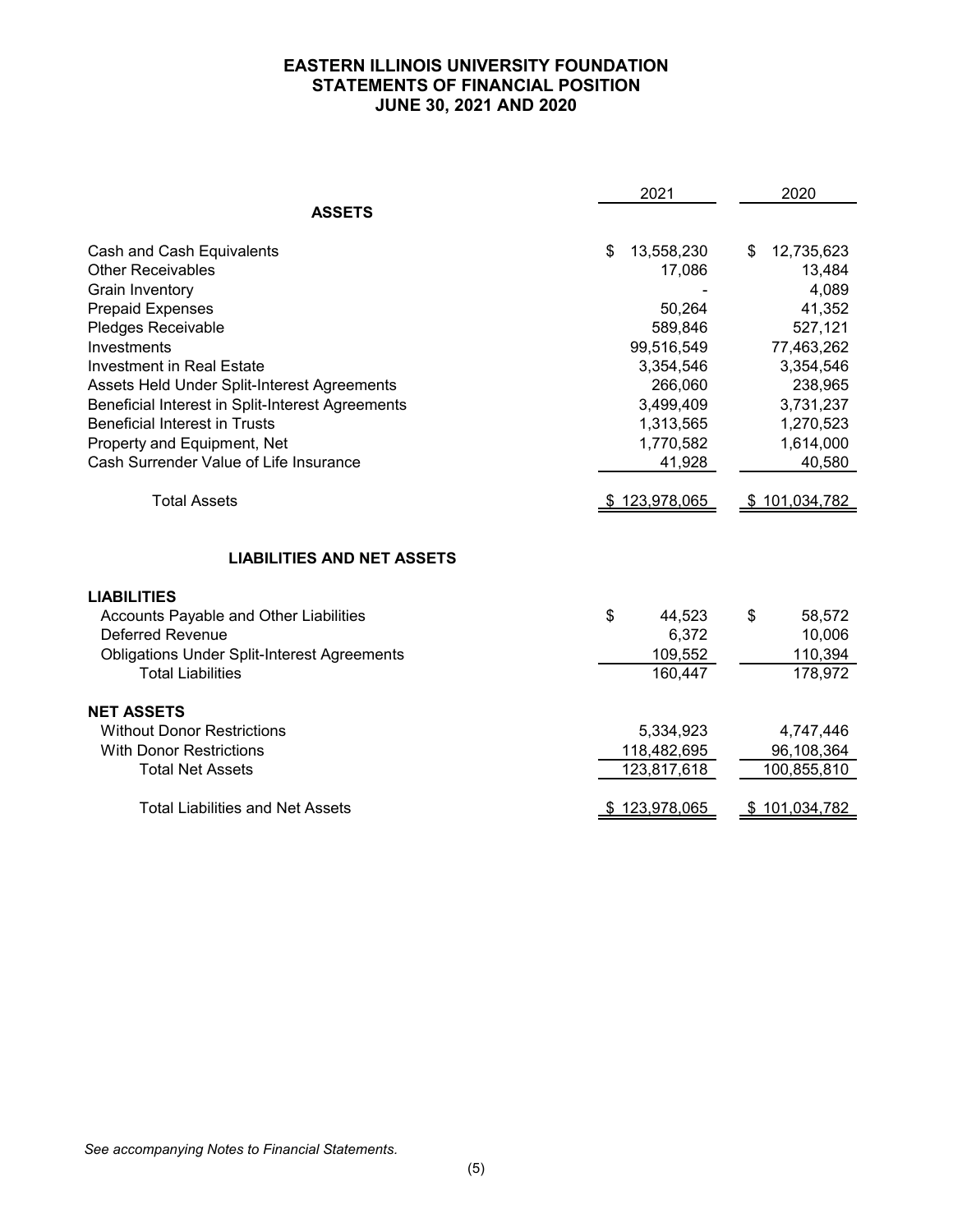# EASTERN ILLINOIS UNIVERSITY FOUNDATION
## STATEMENTS OF FINANCIAL POSITION
## JUNE 30, 2021 AND 2020

| | 2021 | 2020 |
|---|---|---|
| **ASSETS** | | |
| Cash and Cash Equivalents | $ 13,558,230 | $ 12,735,623 |
| Other Receivables | 17,086 | 13,484 |
| Grain Inventory | - | 4,089 |
| Prepaid Expenses | 50,264 | 41,352 |
| Pledges Receivable | 589,846 | 527,121 |
| Investments | 99,516,549 | 77,463,262 |
| Investment in Real Estate | 3,354,546 | 3,354,546 |
| Assets Held Under Split-Interest Agreements | 266,060 | 238,965 |
| Beneficial Interest in Split-Interest Agreements | 3,499,409 | 3,731,237 |
| Beneficial Interest in Trusts | 1,313,565 | 1,270,523 |
| Property and Equipment, Net | 1,770,582 | 1,614,000 |
| Cash Surrender Value of Life Insurance | 41,928 | 40,580 |
| Total Assets | $ 123,978,065 | $ 101,034,782 |
| **LIABILITIES AND NET ASSETS** | | |
| **LIABILITIES** | | |
| Accounts Payable and Other Liabilities | $ 44,523 | $ 58,572 |
| Deferred Revenue | 6,372 | 10,006 |
| Obligations Under Split-Interest Agreements | 109,552 | 110,394 |
| Total Liabilities | 160,447 | 178,972 |
| **NET ASSETS** | | |
| Without Donor Restrictions | 5,334,923 | 4,747,446 |
| With Donor Restrictions | 118,482,695 | 96,108,364 |
| Total Net Assets | 123,817,618 | 100,855,810 |
| Total Liabilities and Net Assets | $ 123,978,065 | $ 101,034,782 |

*See accompanying Notes to Financial Statements.*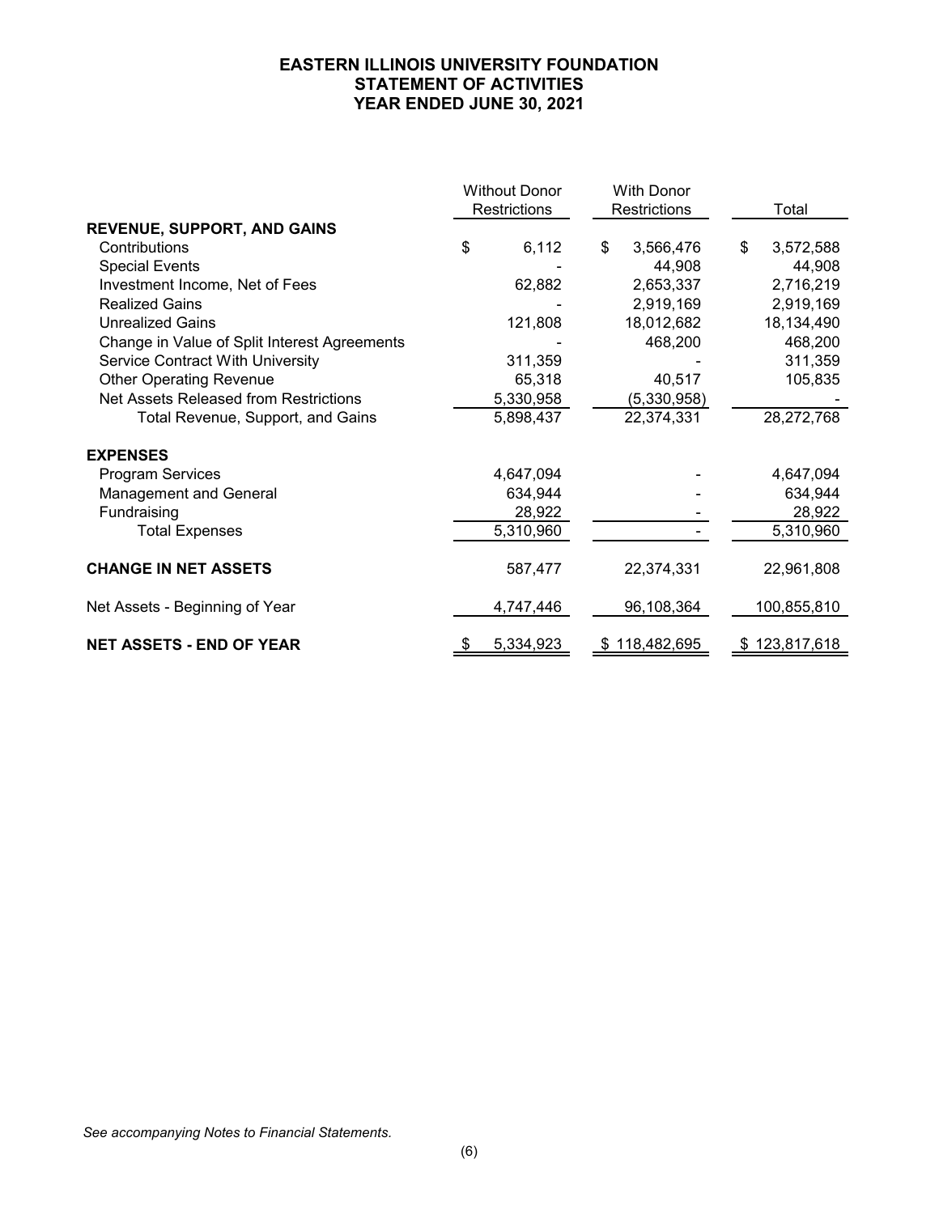# EASTERN ILLINOIS UNIVERSITY FOUNDATION
## STATEMENT OF ACTIVITIES
## YEAR ENDED JUNE 30, 2021

| | Without Donor Restrictions | With Donor Restrictions | Total |
|---|---|---|---|
| **REVENUE, SUPPORT, AND GAINS** | | | |
| Contributions | $ 6,112 | $ 3,566,476 | $ 3,572,588 |
| Special Events | - | 44,908 | 44,908 |
| Investment Income, Net of Fees | 62,882 | 2,653,337 | 2,716,219 |
| Realized Gains | - | 2,919,169 | 2,919,169 |
| Unrealized Gains | 121,808 | 18,012,682 | 18,134,490 |
| Change in Value of Split Interest Agreements | - | 468,200 | 468,200 |
| Service Contract With University | 311,359 | - | 311,359 |
| Other Operating Revenue | 65,318 | 40,517 | 105,835 |
| Net Assets Released from Restrictions | 5,330,958 | (5,330,958) | - |
| Total Revenue, Support, and Gains | 5,898,437 | 22,374,331 | 28,272,768 |
| **EXPENSES** | | | |
| Program Services | 4,647,094 | - | 4,647,094 |
| Management and General | 634,944 | - | 634,944 |
| Fundraising | 28,922 | - | 28,922 |
| Total Expenses | 5,310,960 | - | 5,310,960 |
| **CHANGE IN NET ASSETS** | 587,477 | 22,374,331 | 22,961,808 |
| Net Assets - Beginning of Year | 4,747,446 | 96,108,364 | 100,855,810 |
| **NET ASSETS - END OF YEAR** | $ 5,334,923 | $ 118,482,695 | $ 123,817,618 |

*See accompanying Notes to Financial Statements.*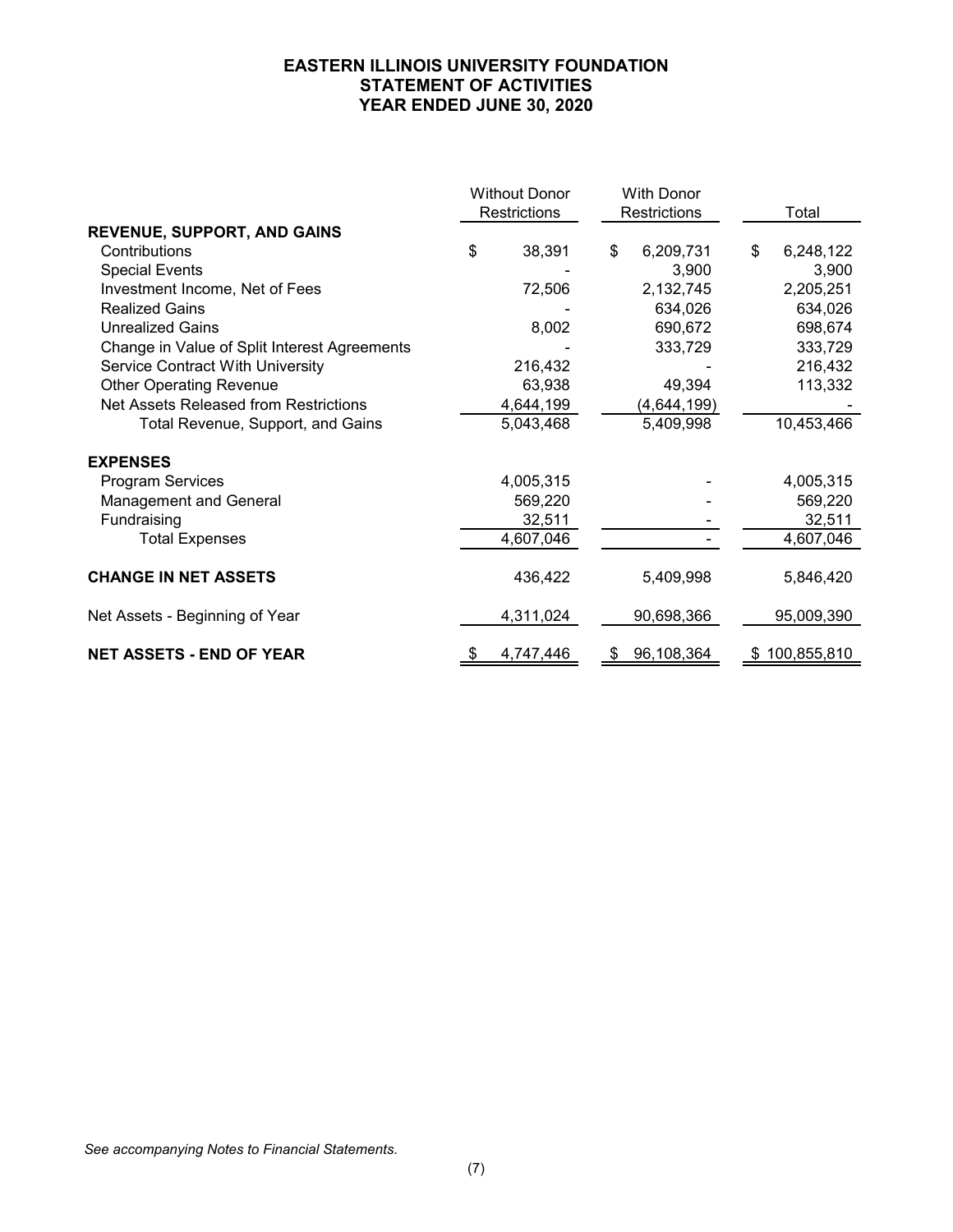# EASTERN ILLINOIS UNIVERSITY FOUNDATION
## STATEMENT OF ACTIVITIES
## YEAR ENDED JUNE 30, 2020

| | Without Donor Restrictions | With Donor Restrictions | Total |
|---|---|---|---|
| **REVENUE, SUPPORT, AND GAINS** | | | |
| Contributions | $ 38,391 | $ 6,209,731 | $ 6,248,122 |
| Special Events | - | 3,900 | 3,900 |
| Investment Income, Net of Fees | 72,506 | 2,132,745 | 2,205,251 |
| Realized Gains | - | 634,026 | 634,026 |
| Unrealized Gains | 8,002 | 690,672 | 698,674 |
| Change in Value of Split Interest Agreements | - | 333,729 | 333,729 |
| Service Contract With University | 216,432 | - | 216,432 |
| Other Operating Revenue | 63,938 | 49,394 | 113,332 |
| Net Assets Released from Restrictions | 4,644,199 | (4,644,199) | - |
| Total Revenue, Support, and Gains | 5,043,468 | 5,409,998 | 10,453,466 |
| **EXPENSES** | | | |
| Program Services | 4,005,315 | - | 4,005,315 |
| Management and General | 569,220 | - | 569,220 |
| Fundraising | 32,511 | - | 32,511 |
| Total Expenses | 4,607,046 | - | 4,607,046 |
| **CHANGE IN NET ASSETS** | 436,422 | 5,409,998 | 5,846,420 |
| Net Assets - Beginning of Year | 4,311,024 | 90,698,366 | 95,009,390 |
| **NET ASSETS - END OF YEAR** | $ 4,747,446 | $ 96,108,364 | $ 100,855,810 |

*See accompanying Notes to Financial Statements.*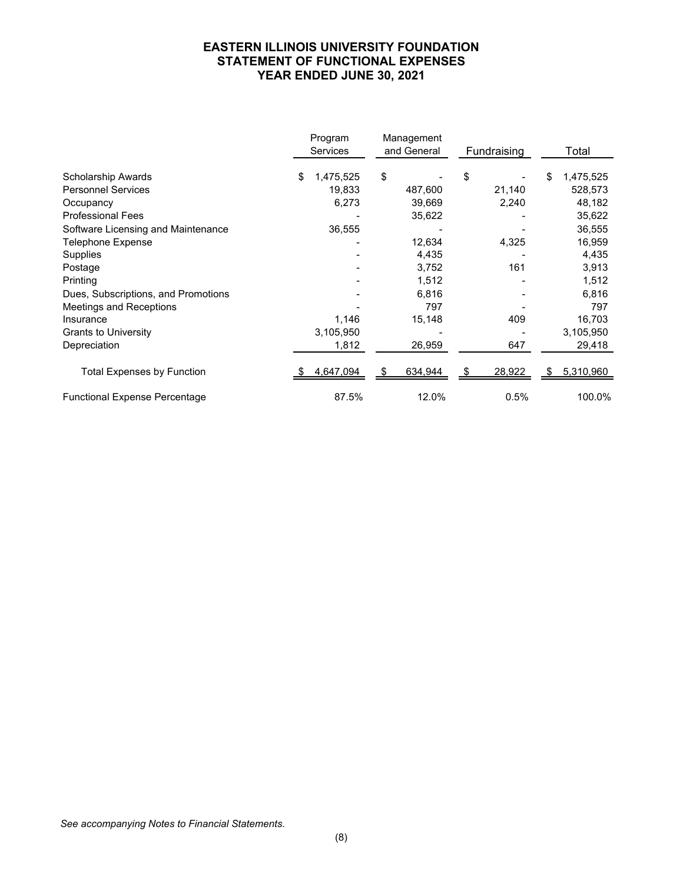# EASTERN ILLINOIS UNIVERSITY FOUNDATION
## STATEMENT OF FUNCTIONAL EXPENSES
## YEAR ENDED JUNE 30, 2021

| | Program Services | Management and General | Fundraising | Total |
|---|---|---|---|---|
| Scholarship Awards | $ 1,475,525 | $ - | $ - | $ 1,475,525 |
| Personnel Services | 19,833 | 487,600 | 21,140 | 528,573 |
| Occupancy | 6,273 | 39,669 | 2,240 | 48,182 |
| Professional Fees | - | 35,622 | - | 35,622 |
| Software Licensing and Maintenance | 36,555 | - | - | 36,555 |
| Telephone Expense | - | 12,634 | 4,325 | 16,959 |
| Supplies | - | 4,435 | - | 4,435 |
| Postage | - | 3,752 | 161 | 3,913 |
| Printing | - | 1,512 | - | 1,512 |
| Dues, Subscriptions, and Promotions | - | 6,816 | - | 6,816 |
| Meetings and Receptions | - | 797 | - | 797 |
| Insurance | 1,146 | 15,148 | 409 | 16,703 |
| Grants to University | 3,105,950 | - | - | 3,105,950 |
| Depreciation | 1,812 | 26,959 | 647 | 29,418 |
| Total Expenses by Function | $ 4,647,094 | $ 634,944 | $ 28,922 | $ 5,310,960 |
| Functional Expense Percentage | 87.5% | 12.0% | 0.5% | 100.0% |

*See accompanying Notes to Financial Statements.*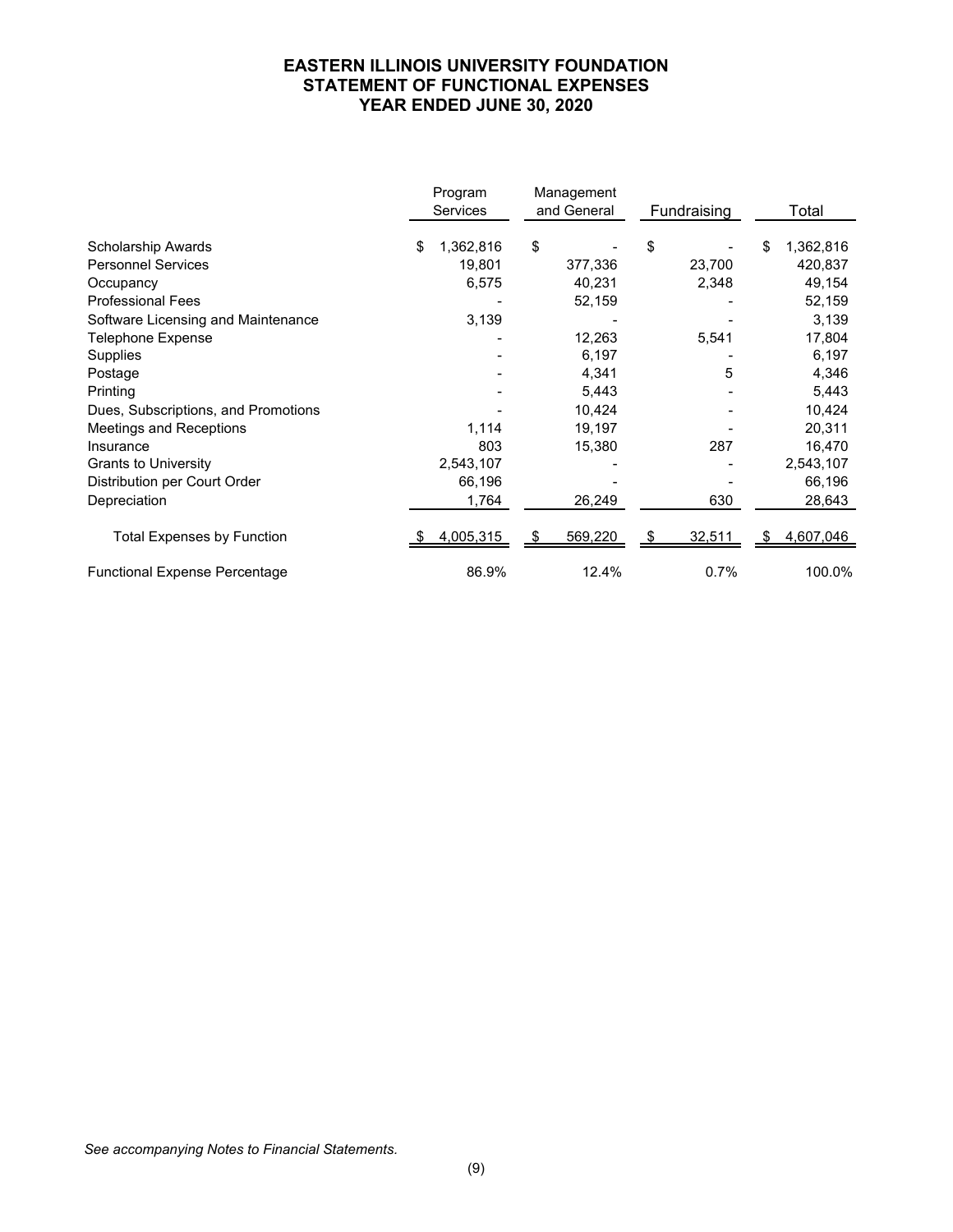# EASTERN ILLINOIS UNIVERSITY FOUNDATION
## STATEMENT OF FUNCTIONAL EXPENSES
### YEAR ENDED JUNE 30, 2020

| | Program Services | Management and General | Fundraising | Total |
|---|---|---|---|---|
| Scholarship Awards | $ 1,362,816 | $ - | $ - | $ 1,362,816 |
| Personnel Services | 19,801 | 377,336 | 23,700 | 420,837 |
| Occupancy | 6,575 | 40,231 | 2,348 | 49,154 |
| Professional Fees | - | 52,159 | - | 52,159 |
| Software Licensing and Maintenance | 3,139 | - | - | 3,139 |
| Telephone Expense | - | 12,263 | 5,541 | 17,804 |
| Supplies | - | 6,197 | - | 6,197 |
| Postage | - | 4,341 | 5 | 4,346 |
| Printing | - | 5,443 | - | 5,443 |
| Dues, Subscriptions, and Promotions | - | 10,424 | - | 10,424 |
| Meetings and Receptions | 1,114 | 19,197 | - | 20,311 |
| Insurance | 803 | 15,380 | 287 | 16,470 |
| Grants to University | 2,543,107 | - | - | 2,543,107 |
| Distribution per Court Order | 66,196 | - | - | 66,196 |
| Depreciation | 1,764 | 26,249 | 630 | 28,643 |
| Total Expenses by Function | $ 4,005,315 | $ 569,220 | $ 32,511 | $ 4,607,046 |
| Functional Expense Percentage | 86.9% | 12.4% | 0.7% | 100.0% |

*See accompanying Notes to Financial Statements.*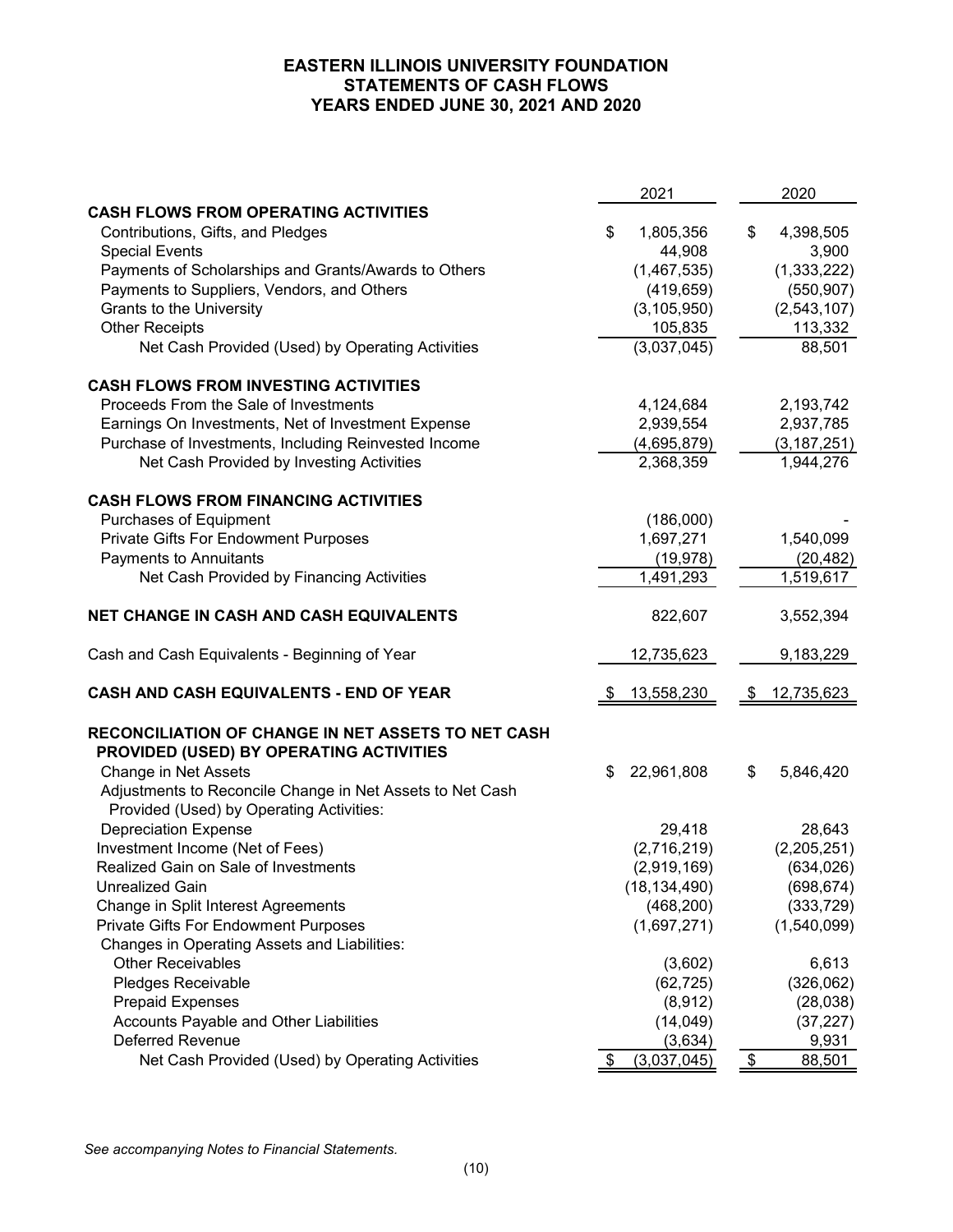# EASTERN ILLINOIS UNIVERSITY FOUNDATION
## STATEMENTS OF CASH FLOWS
## YEARS ENDED JUNE 30, 2021 AND 2020

| | 2021 | 2020 |
|---|---|---|
| **CASH FLOWS FROM OPERATING ACTIVITIES** | | |
| Contributions, Gifts, and Pledges | $ 1,805,356 | $ 4,398,505 |
| Special Events | 44,908 | 3,900 |
| Payments of Scholarships and Grants/Awards to Others | (1,467,535) | (1,333,222) |
| Payments to Suppliers, Vendors, and Others | (419,659) | (550,907) |
| Grants to the University | (3,105,950) | (2,543,107) |
| Other Receipts | 105,835 | 113,332 |
| Net Cash Provided (Used) by Operating Activities | (3,037,045) | 88,501 |
| **CASH FLOWS FROM INVESTING ACTIVITIES** | | |
| Proceeds From the Sale of Investments | 4,124,684 | 2,193,742 |
| Earnings On Investments, Net of Investment Expense | 2,939,554 | 2,937,785 |
| Purchase of Investments, Including Reinvested Income | (4,695,879) | (3,187,251) |
| Net Cash Provided by Investing Activities | 2,368,359 | 1,944,276 |
| **CASH FLOWS FROM FINANCING ACTIVITIES** | | |
| Purchases of Equipment | (186,000) | - |
| Private Gifts For Endowment Purposes | 1,697,271 | 1,540,099 |
| Payments to Annuitants | (19,978) | (20,482) |
| Net Cash Provided by Financing Activities | 1,491,293 | 1,519,617 |
| **NET CHANGE IN CASH AND CASH EQUIVALENTS** | 822,607 | 3,552,394 |
| Cash and Cash Equivalents - Beginning of Year | 12,735,623 | 9,183,229 |
| **CASH AND CASH EQUIVALENTS - END OF YEAR** | $ 13,558,230 | $ 12,735,623 |
| **RECONCILIATION OF CHANGE IN NET ASSETS TO NET CASH PROVIDED (USED) BY OPERATING ACTIVITIES** | | |
| Change in Net Assets | $ 22,961,808 | $ 5,846,420 |
| Adjustments to Reconcile Change in Net Assets to Net Cash Provided (Used) by Operating Activities: | | |
| Depreciation Expense | 29,418 | 28,643 |
| Investment Income (Net of Fees) | (2,716,219) | (2,205,251) |
| Realized Gain on Sale of Investments | (2,919,169) | (634,026) |
| Unrealized Gain | (18,134,490) | (698,674) |
| Change in Split Interest Agreements | (468,200) | (333,729) |
| Private Gifts For Endowment Purposes | (1,697,271) | (1,540,099) |
| Changes in Operating Assets and Liabilities: | | |
| Other Receivables | (3,602) | 6,613 |
| Pledges Receivable | (62,725) | (326,062) |
| Prepaid Expenses | (8,912) | (28,038) |
| Accounts Payable and Other Liabilities | (14,049) | (37,227) |
| Deferred Revenue | (3,634) | 9,931 |
| Net Cash Provided (Used) by Operating Activities | $ (3,037,045) | $ 88,501 |

*See accompanying Notes to Financial Statements.*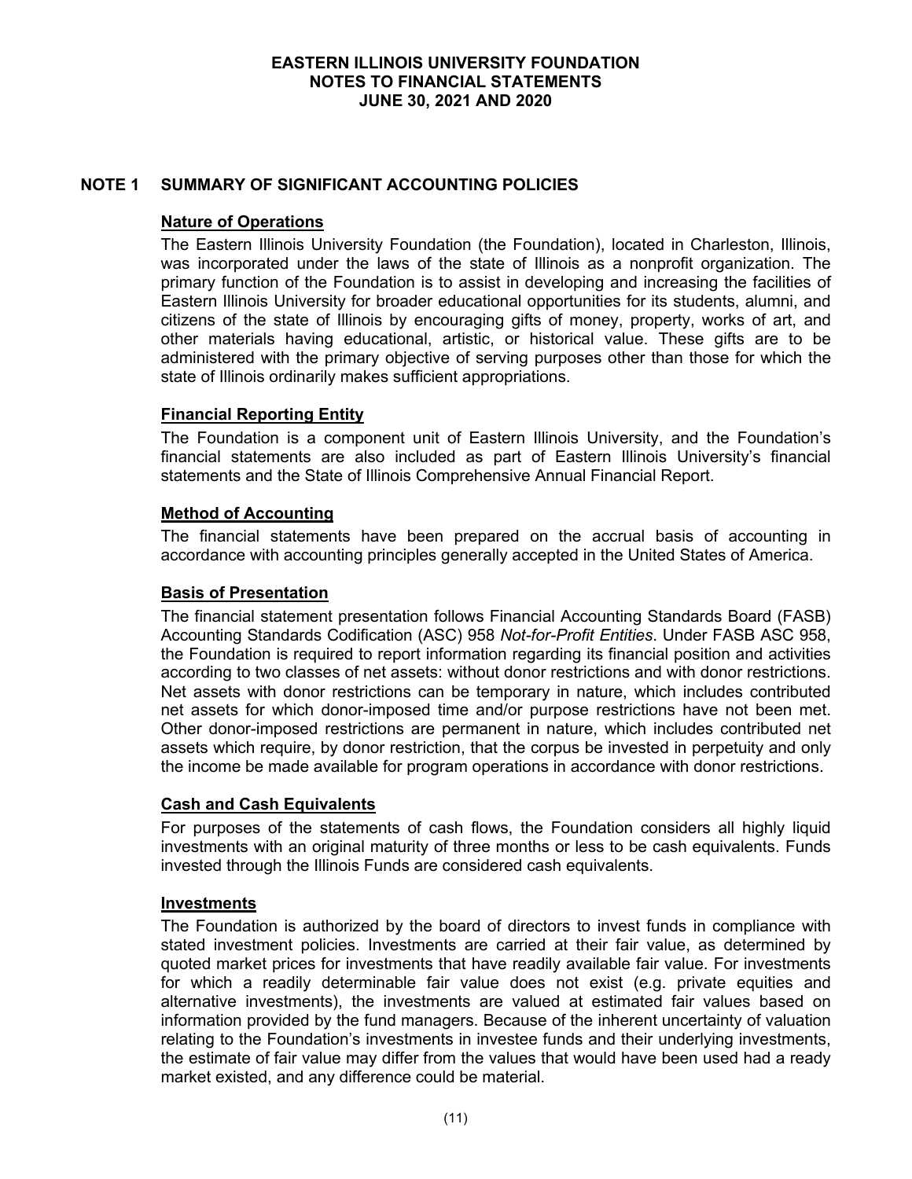# EASTERN ILLINOIS UNIVERSITY FOUNDATION
# NOTES TO FINANCIAL STATEMENTS
# JUNE 30, 2021 AND 2020

## NOTE 1 SUMMARY OF SIGNIFICANT ACCOUNTING POLICIES

### Nature of Operations

The Eastern Illinois University Foundation (the Foundation), located in Charleston, Illinois, was incorporated under the laws of the state of Illinois as a nonprofit organization. The primary function of the Foundation is to assist in developing and increasing the facilities of Eastern Illinois University for broader educational opportunities for its students, alumni, and citizens of the state of Illinois by encouraging gifts of money, property, works of art, and other materials having educational, artistic, or historical value. These gifts are to be administered with the primary objective of serving purposes other than those for which the state of Illinois ordinarily makes sufficient appropriations.

### Financial Reporting Entity

The Foundation is a component unit of Eastern Illinois University, and the Foundation's financial statements are also included as part of Eastern Illinois University's financial statements and the State of Illinois Comprehensive Annual Financial Report.

### Method of Accounting

The financial statements have been prepared on the accrual basis of accounting in accordance with accounting principles generally accepted in the United States of America.

### Basis of Presentation

The financial statement presentation follows Financial Accounting Standards Board (FASB) Accounting Standards Codification (ASC) 958 *Not-for-Profit Entities*. Under FASB ASC 958, the Foundation is required to report information regarding its financial position and activities according to two classes of net assets: without donor restrictions and with donor restrictions. Net assets with donor restrictions can be temporary in nature, which includes contributed net assets for which donor-imposed time and/or purpose restrictions have not been met. Other donor-imposed restrictions are permanent in nature, which includes contributed net assets which require, by donor restriction, that the corpus be invested in perpetuity and only the income be made available for program operations in accordance with donor restrictions.

### Cash and Cash Equivalents

For purposes of the statements of cash flows, the Foundation considers all highly liquid investments with an original maturity of three months or less to be cash equivalents. Funds invested through the Illinois Funds are considered cash equivalents.

### Investments

The Foundation is authorized by the board of directors to invest funds in compliance with stated investment policies. Investments are carried at their fair value, as determined by quoted market prices for investments that have readily available fair value. For investments for which a readily determinable fair value does not exist (e.g. private equities and alternative investments), the investments are valued at estimated fair values based on information provided by the fund managers. Because of the inherent uncertainty of valuation relating to the Foundation's investments in investee funds and their underlying investments, the estimate of fair value may differ from the values that would have been used had a ready market existed, and any difference could be material.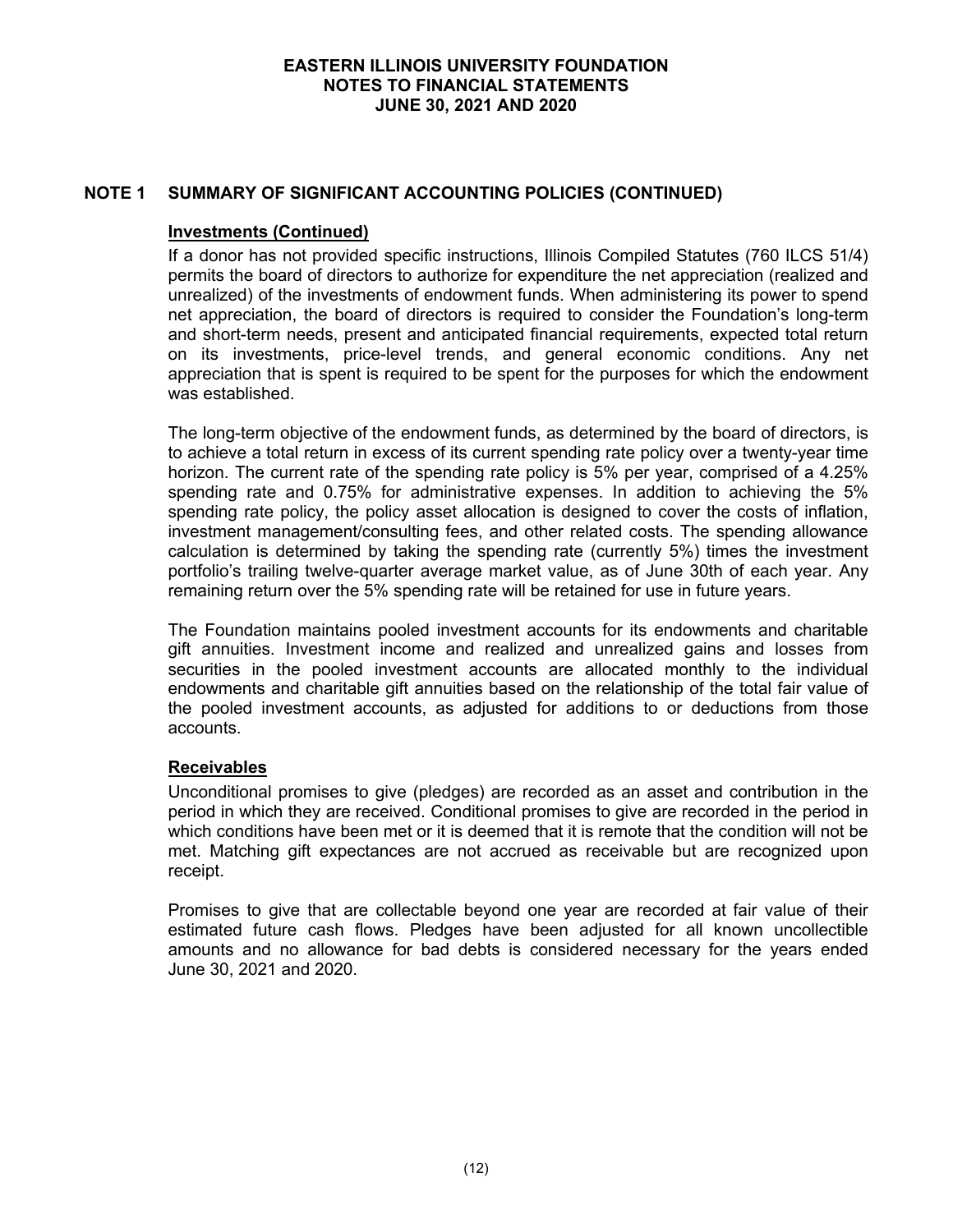## NOTE 1 SUMMARY OF SIGNIFICANT ACCOUNTING POLICIES (CONTINUED)

### Investments (Continued)

If a donor has not provided specific instructions, Illinois Compiled Statutes (760 ILCS 51/4) permits the board of directors to authorize for expenditure the net appreciation (realized and unrealized) of the investments of endowment funds. When administering its power to spend net appreciation, the board of directors is required to consider the Foundation's long-term and short-term needs, present and anticipated financial requirements, expected total return on its investments, price-level trends, and general economic conditions. Any net appreciation that is spent is required to be spent for the purposes for which the endowment was established.

The long-term objective of the endowment funds, as determined by the board of directors, is to achieve a total return in excess of its current spending rate policy over a twenty-year time horizon. The current rate of the spending rate policy is 5% per year, comprised of a 4.25% spending rate and 0.75% for administrative expenses. In addition to achieving the 5% spending rate policy, the policy asset allocation is designed to cover the costs of inflation, investment management/consulting fees, and other related costs. The spending allowance calculation is determined by taking the spending rate (currently 5%) times the investment portfolio's trailing twelve-quarter average market value, as of June 30th of each year. Any remaining return over the 5% spending rate will be retained for use in future years.

The Foundation maintains pooled investment accounts for its endowments and charitable gift annuities. Investment income and realized and unrealized gains and losses from securities in the pooled investment accounts are allocated monthly to the individual endowments and charitable gift annuities based on the relationship of the total fair value of the pooled investment accounts, as adjusted for additions to or deductions from those accounts.

### Receivables

Unconditional promises to give (pledges) are recorded as an asset and contribution in the period in which they are received. Conditional promises to give are recorded in the period in which conditions have been met or it is deemed that it is remote that the condition will not be met. Matching gift expectances are not accrued as receivable but are recognized upon receipt.

Promises to give that are collectable beyond one year are recorded at fair value of their estimated future cash flows. Pledges have been adjusted for all known uncollectible amounts and no allowance for bad debts is considered necessary for the years ended June 30, 2021 and 2020.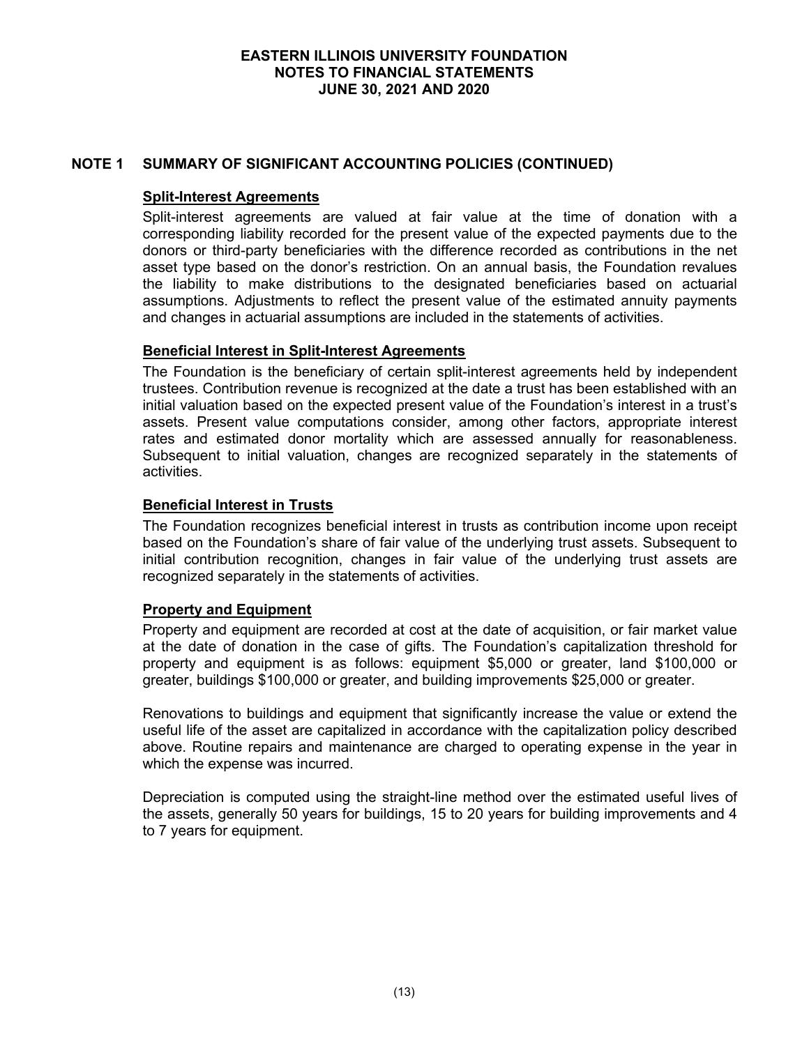## NOTE 1 SUMMARY OF SIGNIFICANT ACCOUNTING POLICIES (CONTINUED)

### Split-Interest Agreements

Split-interest agreements are valued at fair value at the time of donation with a corresponding liability recorded for the present value of the expected payments due to the donors or third-party beneficiaries with the difference recorded as contributions in the net asset type based on the donor's restriction. On an annual basis, the Foundation revalues the liability to make distributions to the designated beneficiaries based on actuarial assumptions. Adjustments to reflect the present value of the estimated annuity payments and changes in actuarial assumptions are included in the statements of activities.

### Beneficial Interest in Split-Interest Agreements

The Foundation is the beneficiary of certain split-interest agreements held by independent trustees. Contribution revenue is recognized at the date a trust has been established with an initial valuation based on the expected present value of the Foundation's interest in a trust's assets. Present value computations consider, among other factors, appropriate interest rates and estimated donor mortality which are assessed annually for reasonableness. Subsequent to initial valuation, changes are recognized separately in the statements of activities.

### Beneficial Interest in Trusts

The Foundation recognizes beneficial interest in trusts as contribution income upon receipt based on the Foundation's share of fair value of the underlying trust assets. Subsequent to initial contribution recognition, changes in fair value of the underlying trust assets are recognized separately in the statements of activities.

### Property and Equipment

Property and equipment are recorded at cost at the date of acquisition, or fair market value at the date of donation in the case of gifts. The Foundation's capitalization threshold for property and equipment is as follows: equipment $5,000 or greater, land $100,000 or greater, buildings $100,000 or greater, and building improvements $25,000 or greater.

Renovations to buildings and equipment that significantly increase the value or extend the useful life of the asset are capitalized in accordance with the capitalization policy described above. Routine repairs and maintenance are charged to operating expense in the year in which the expense was incurred.

Depreciation is computed using the straight-line method over the estimated useful lives of the assets, generally 50 years for buildings, 15 to 20 years for building improvements and 4 to 7 years for equipment.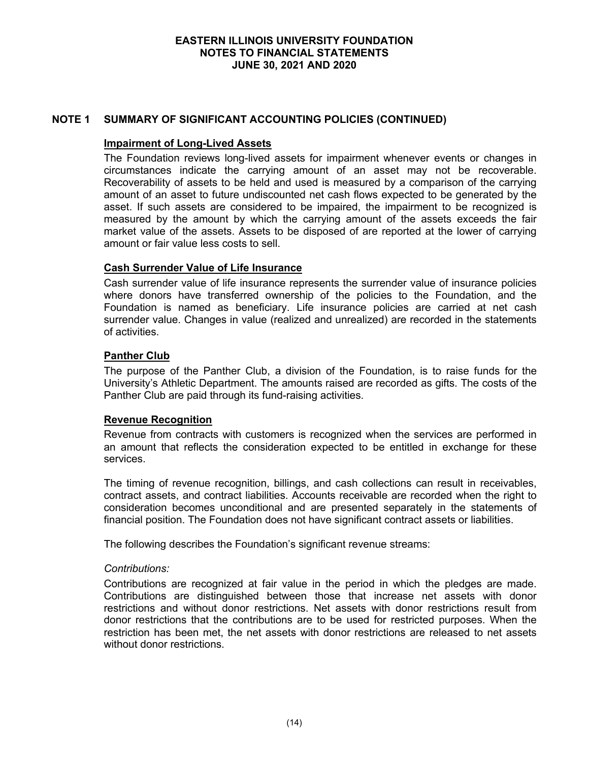## NOTE 1 SUMMARY OF SIGNIFICANT ACCOUNTING POLICIES (CONTINUED)

### Impairment of Long-Lived Assets

The Foundation reviews long-lived assets for impairment whenever events or changes in circumstances indicate the carrying amount of an asset may not be recoverable. Recoverability of assets to be held and used is measured by a comparison of the carrying amount of an asset to future undiscounted net cash flows expected to be generated by the asset. If such assets are considered to be impaired, the impairment to be recognized is measured by the amount by which the carrying amount of the assets exceeds the fair market value of the assets. Assets to be disposed of are reported at the lower of carrying amount or fair value less costs to sell.

### Cash Surrender Value of Life Insurance

Cash surrender value of life insurance represents the surrender value of insurance policies where donors have transferred ownership of the policies to the Foundation, and the Foundation is named as beneficiary. Life insurance policies are carried at net cash surrender value. Changes in value (realized and unrealized) are recorded in the statements of activities.

### Panther Club

The purpose of the Panther Club, a division of the Foundation, is to raise funds for the University's Athletic Department. The amounts raised are recorded as gifts. The costs of the Panther Club are paid through its fund-raising activities.

### Revenue Recognition

Revenue from contracts with customers is recognized when the services are performed in an amount that reflects the consideration expected to be entitled in exchange for these services.

The timing of revenue recognition, billings, and cash collections can result in receivables, contract assets, and contract liabilities. Accounts receivable are recorded when the right to consideration becomes unconditional and are presented separately in the statements of financial position. The Foundation does not have significant contract assets or liabilities.

The following describes the Foundation's significant revenue streams:

*Contributions:*

Contributions are recognized at fair value in the period in which the pledges are made. Contributions are distinguished between those that increase net assets with donor restrictions and without donor restrictions. Net assets with donor restrictions result from donor restrictions that the contributions are to be used for restricted purposes. When the restriction has been met, the net assets with donor restrictions are released to net assets without donor restrictions.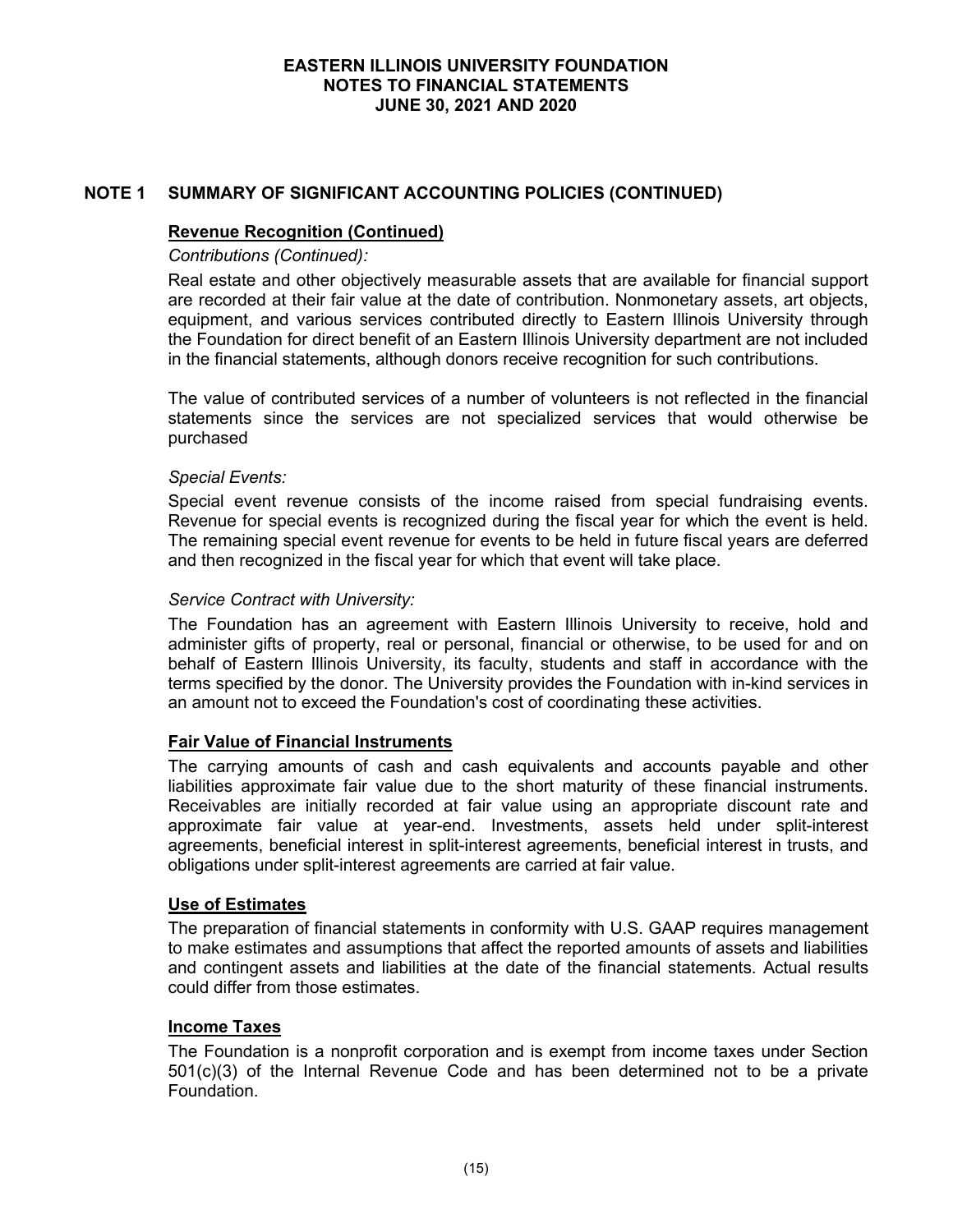## NOTE 1 SUMMARY OF SIGNIFICANT ACCOUNTING POLICIES (CONTINUED)

### Revenue Recognition (Continued)

*Contributions (Continued):*

Real estate and other objectively measurable assets that are available for financial support are recorded at their fair value at the date of contribution. Nonmonetary assets, art objects, equipment, and various services contributed directly to Eastern Illinois University through the Foundation for direct benefit of an Eastern Illinois University department are not included in the financial statements, although donors receive recognition for such contributions.

The value of contributed services of a number of volunteers is not reflected in the financial statements since the services are not specialized services that would otherwise be purchased

*Special Events:*

Special event revenue consists of the income raised from special fundraising events. Revenue for special events is recognized during the fiscal year for which the event is held. The remaining special event revenue for events to be held in future fiscal years are deferred and then recognized in the fiscal year for which that event will take place.

*Service Contract with University:*

The Foundation has an agreement with Eastern Illinois University to receive, hold and administer gifts of property, real or personal, financial or otherwise, to be used for and on behalf of Eastern Illinois University, its faculty, students and staff in accordance with the terms specified by the donor. The University provides the Foundation with in-kind services in an amount not to exceed the Foundation's cost of coordinating these activities.

### Fair Value of Financial Instruments

The carrying amounts of cash and cash equivalents and accounts payable and other liabilities approximate fair value due to the short maturity of these financial instruments. Receivables are initially recorded at fair value using an appropriate discount rate and approximate fair value at year-end. Investments, assets held under split-interest agreements, beneficial interest in split-interest agreements, beneficial interest in trusts, and obligations under split-interest agreements are carried at fair value.

### Use of Estimates

The preparation of financial statements in conformity with U.S. GAAP requires management to make estimates and assumptions that affect the reported amounts of assets and liabilities and contingent assets and liabilities at the date of the financial statements. Actual results could differ from those estimates.

### Income Taxes

The Foundation is a nonprofit corporation and is exempt from income taxes under Section 501(c)(3) of the Internal Revenue Code and has been determined not to be a private Foundation.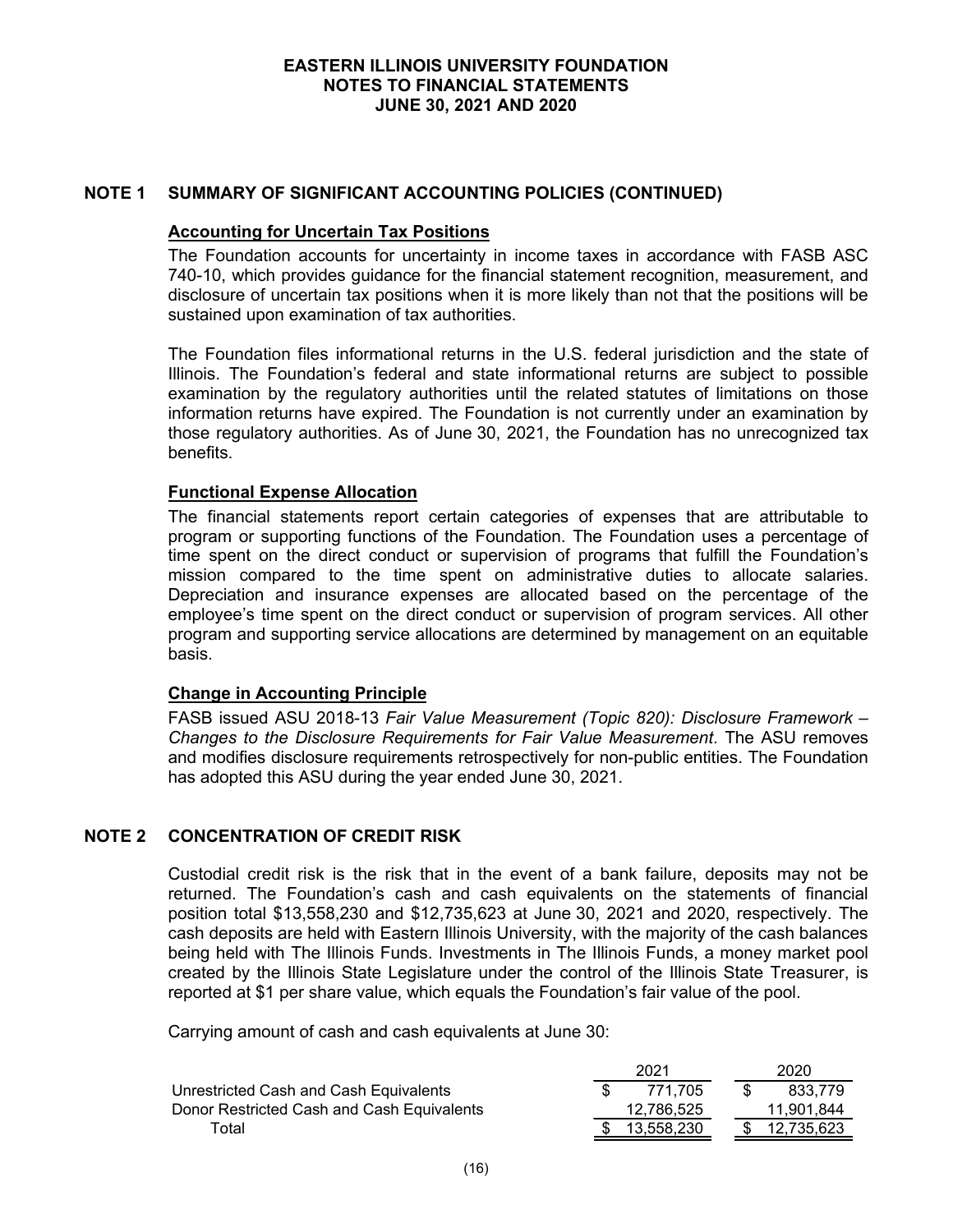## NOTE 1 SUMMARY OF SIGNIFICANT ACCOUNTING POLICIES (CONTINUED)

### Accounting for Uncertain Tax Positions

The Foundation accounts for uncertainty in income taxes in accordance with FASB ASC 740-10, which provides guidance for the financial statement recognition, measurement, and disclosure of uncertain tax positions when it is more likely than not that the positions will be sustained upon examination of tax authorities.

The Foundation files informational returns in the U.S. federal jurisdiction and the state of Illinois. The Foundation's federal and state informational returns are subject to possible examination by the regulatory authorities until the related statutes of limitations on those information returns have expired. The Foundation is not currently under an examination by those regulatory authorities. As of June 30, 2021, the Foundation has no unrecognized tax benefits.

### Functional Expense Allocation

The financial statements report certain categories of expenses that are attributable to program or supporting functions of the Foundation. The Foundation uses a percentage of time spent on the direct conduct or supervision of programs that fulfill the Foundation's mission compared to the time spent on administrative duties to allocate salaries. Depreciation and insurance expenses are allocated based on the percentage of the employee's time spent on the direct conduct or supervision of program services. All other program and supporting service allocations are determined by management on an equitable basis.

### Change in Accounting Principle

FASB issued ASU 2018-13 *Fair Value Measurement (Topic 820): Disclosure Framework – Changes to the Disclosure Requirements for Fair Value Measurement*. The ASU removes and modifies disclosure requirements retrospectively for non-public entities. The Foundation has adopted this ASU during the year ended June 30, 2021.

## NOTE 2 CONCENTRATION OF CREDIT RISK

Custodial credit risk is the risk that in the event of a bank failure, deposits may not be returned. The Foundation's cash and cash equivalents on the statements of financial position total $13,558,230 and $12,735,623 at June 30, 2021 and 2020, respectively. The cash deposits are held with Eastern Illinois University, with the majority of the cash balances being held with The Illinois Funds. Investments in The Illinois Funds, a money market pool created by the Illinois State Legislature under the control of the Illinois State Treasurer, is reported at $1 per share value, which equals the Foundation's fair value of the pool.

Carrying amount of cash and cash equivalents at June 30:

| | 2021 | 2020 |
|---|---|---|
| Unrestricted Cash and Cash Equivalents | $ 771,705 | $ 833,779 |
| Donor Restricted Cash and Cash Equivalents | 12,786,525 | 11,901,844 |
| Total | $ 13,558,230 | $ 12,735,623 |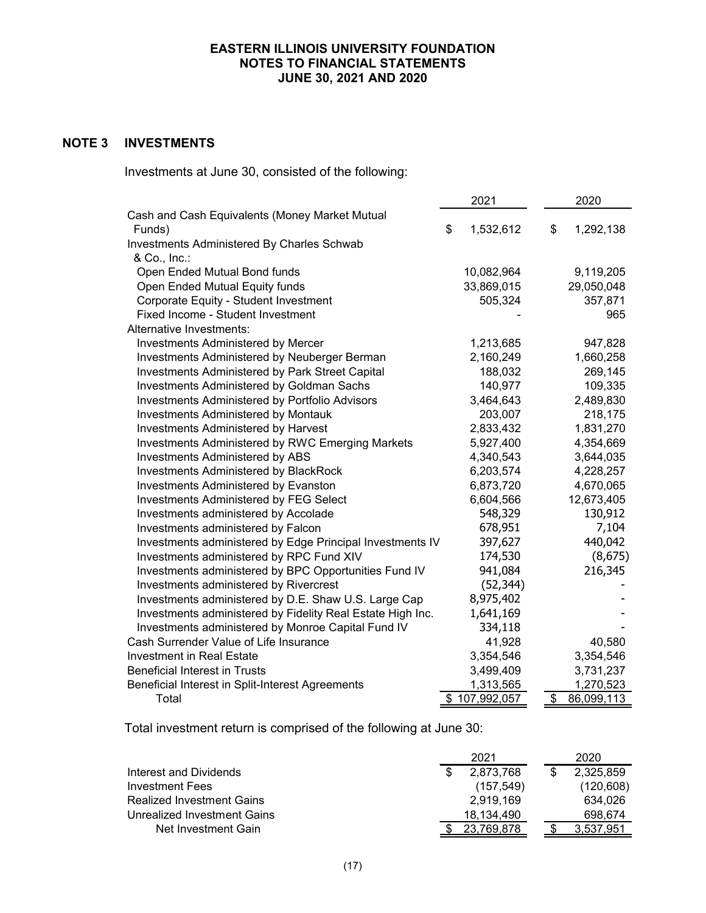**EASTERN ILLINOIS UNIVERSITY FOUNDATION**
**NOTES TO FINANCIAL STATEMENTS**
**JUNE 30, 2021 AND 2020**

## NOTE 3 INVESTMENTS

Investments at June 30, consisted of the following:

| | 2021 | 2020 |
|---|---|---|
| Cash and Cash Equivalents (Money Market Mutual Funds) | $ 1,532,612 | $ 1,292,138 |
| Investments Administered By Charles Schwab & Co., Inc.: | | |
| Open Ended Mutual Bond funds | 10,082,964 | 9,119,205 |
| Open Ended Mutual Equity funds | 33,869,015 | 29,050,048 |
| Corporate Equity - Student Investment | 505,324 | 357,871 |
| Fixed Income - Student Investment | - | 965 |
| Alternative Investments: | | |
| Investments Administered by Mercer | 1,213,685 | 947,828 |
| Investments Administered by Neuberger Berman | 2,160,249 | 1,660,258 |
| Investments Administered by Park Street Capital | 188,032 | 269,145 |
| Investments Administered by Goldman Sachs | 140,977 | 109,335 |
| Investments Administered by Portfolio Advisors | 3,464,643 | 2,489,830 |
| Investments Administered by Montauk | 203,007 | 218,175 |
| Investments Administered by Harvest | 2,833,432 | 1,831,270 |
| Investments Administered by RWC Emerging Markets | 5,927,400 | 4,354,669 |
| Investments Administered by ABS | 4,340,543 | 3,644,035 |
| Investments Administered by BlackRock | 6,203,574 | 4,228,257 |
| Investments Administered by Evanston | 6,873,720 | 4,670,065 |
| Investments Administered by FEG Select | 6,604,566 | 12,673,405 |
| Investments administered by Accolade | 548,329 | 130,912 |
| Investments administered by Falcon | 678,951 | 7,104 |
| Investments administered by Edge Principal Investments IV | 397,627 | 440,042 |
| Investments administered by RPC Fund XIV | 174,530 | (8,675) |
| Investments administered by BPC Opportunities Fund IV | 941,084 | 216,345 |
| Investments administered by Rivercrest | (52,344) | - |
| Investments administered by D.E. Shaw U.S. Large Cap | 8,975,402 | - |
| Investments administered by Fidelity Real Estate High Inc. | 1,641,169 | - |
| Investments administered by Monroe Capital Fund IV | 334,118 | - |
| Cash Surrender Value of Life Insurance | 41,928 | 40,580 |
| Investment in Real Estate | 3,354,546 | 3,354,546 |
| Beneficial Interest in Trusts | 3,499,409 | 3,731,237 |
| Beneficial Interest in Split-Interest Agreements | 1,313,565 | 1,270,523 |
| Total | $ 107,992,057 | $ 86,099,113 |

Total investment return is comprised of the following at June 30:

| | 2021 | 2020 |
|---|---|---|
| Interest and Dividends | $ 2,873,768 | $ 2,325,859 |
| Investment Fees | (157,549) | (120,608) |
| Realized Investment Gains | 2,919,169 | 634,026 |
| Unrealized Investment Gains | 18,134,490 | 698,674 |
| Net Investment Gain | $ 23,769,878 | $ 3,537,951 |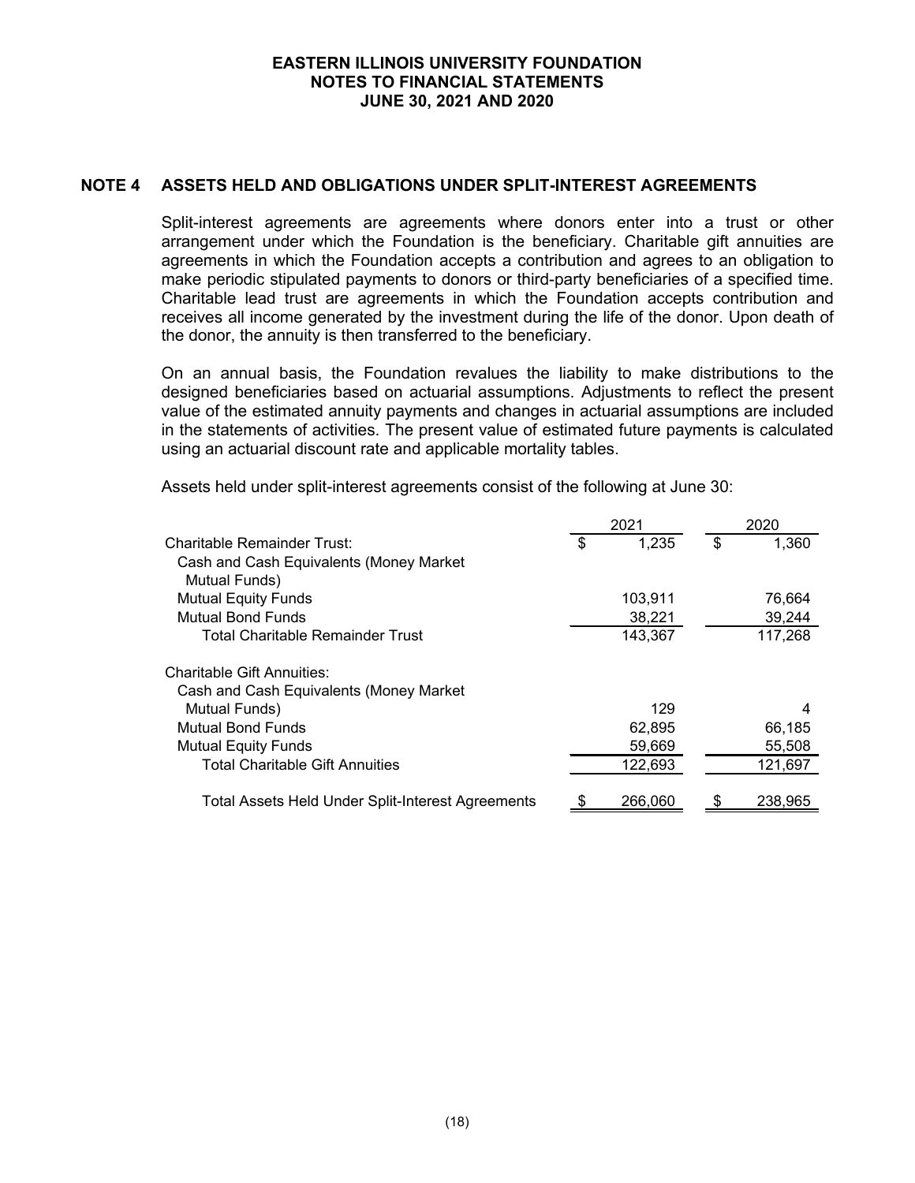# EASTERN ILLINOIS UNIVERSITY FOUNDATION
## NOTES TO FINANCIAL STATEMENTS
## JUNE 30, 2021 AND 2020

## NOTE 4 ASSETS HELD AND OBLIGATIONS UNDER SPLIT-INTEREST AGREEMENTS

Split-interest agreements are agreements where donors enter into a trust or other arrangement under which the Foundation is the beneficiary. Charitable gift annuities are agreements in which the Foundation accepts a contribution and agrees to an obligation to make periodic stipulated payments to donors or third-party beneficiaries of a specified time. Charitable lead trust are agreements in which the Foundation accepts contribution and receives all income generated by the investment during the life of the donor. Upon death of the donor, the annuity is then transferred to the beneficiary.

On an annual basis, the Foundation revalues the liability to make distributions to the designed beneficiaries based on actuarial assumptions. Adjustments to reflect the present value of the estimated annuity payments and changes in actuarial assumptions are included in the statements of activities. The present value of estimated future payments is calculated using an actuarial discount rate and applicable mortality tables.

Assets held under split-interest agreements consist of the following at June 30:

| | 2021 | 2020 |
|---|---|---|
| Charitable Remainder Trust: | $ 1,235 | $ 1,360 |
| Cash and Cash Equivalents (Money Market Mutual Funds) | | |
| Mutual Equity Funds | 103,911 | 76,664 |
| Mutual Bond Funds | 38,221 | 39,244 |
| Total Charitable Remainder Trust | 143,367 | 117,268 |
| Charitable Gift Annuities: | | |
| Cash and Cash Equivalents (Money Market Mutual Funds) | 129 | 4 |
| Mutual Bond Funds | 62,895 | 66,185 |
| Mutual Equity Funds | 59,669 | 55,508 |
| Total Charitable Gift Annuities | 122,693 | 121,697 |
| Total Assets Held Under Split-Interest Agreements | $ 266,060 | $ 238,965 |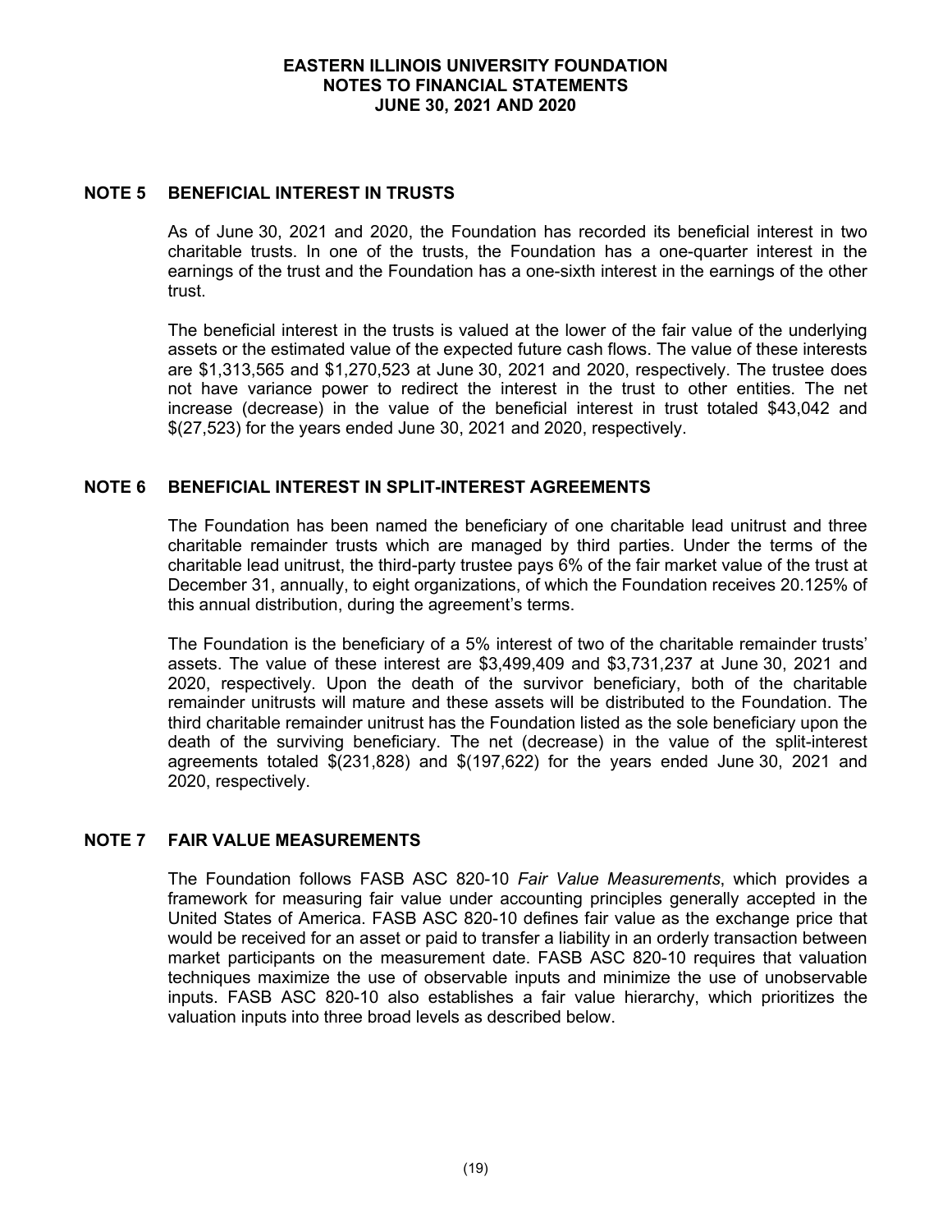## NOTE 5 BENEFICIAL INTEREST IN TRUSTS

As of June 30, 2021 and 2020, the Foundation has recorded its beneficial interest in two charitable trusts. In one of the trusts, the Foundation has a one-quarter interest in the earnings of the trust and the Foundation has a one-sixth interest in the earnings of the other trust.

The beneficial interest in the trusts is valued at the lower of the fair value of the underlying assets or the estimated value of the expected future cash flows. The value of these interests are $1,313,565 and $1,270,523 at June 30, 2021 and 2020, respectively. The trustee does not have variance power to redirect the interest in the trust to other entities. The net increase (decrease) in the value of the beneficial interest in trust totaled $43,042 and $(27,523) for the years ended June 30, 2021 and 2020, respectively.

## NOTE 6 BENEFICIAL INTEREST IN SPLIT-INTEREST AGREEMENTS

The Foundation has been named the beneficiary of one charitable lead unitrust and three charitable remainder trusts which are managed by third parties. Under the terms of the charitable lead unitrust, the third-party trustee pays 6% of the fair market value of the trust at December 31, annually, to eight organizations, of which the Foundation receives 20.125% of this annual distribution, during the agreement's terms.

The Foundation is the beneficiary of a 5% interest of two of the charitable remainder trusts' assets. The value of these interest are $3,499,409 and $3,731,237 at June 30, 2021 and 2020, respectively. Upon the death of the survivor beneficiary, both of the charitable remainder unitrusts will mature and these assets will be distributed to the Foundation. The third charitable remainder unitrust has the Foundation listed as the sole beneficiary upon the death of the surviving beneficiary. The net (decrease) in the value of the split-interest agreements totaled $(231,828) and $(197,622) for the years ended June 30, 2021 and 2020, respectively.

## NOTE 7 FAIR VALUE MEASUREMENTS

The Foundation follows FASB ASC 820-10 *Fair Value Measurements*, which provides a framework for measuring fair value under accounting principles generally accepted in the United States of America. FASB ASC 820-10 defines fair value as the exchange price that would be received for an asset or paid to transfer a liability in an orderly transaction between market participants on the measurement date. FASB ASC 820-10 requires that valuation techniques maximize the use of observable inputs and minimize the use of unobservable inputs. FASB ASC 820-10 also establishes a fair value hierarchy, which prioritizes the valuation inputs into three broad levels as described below.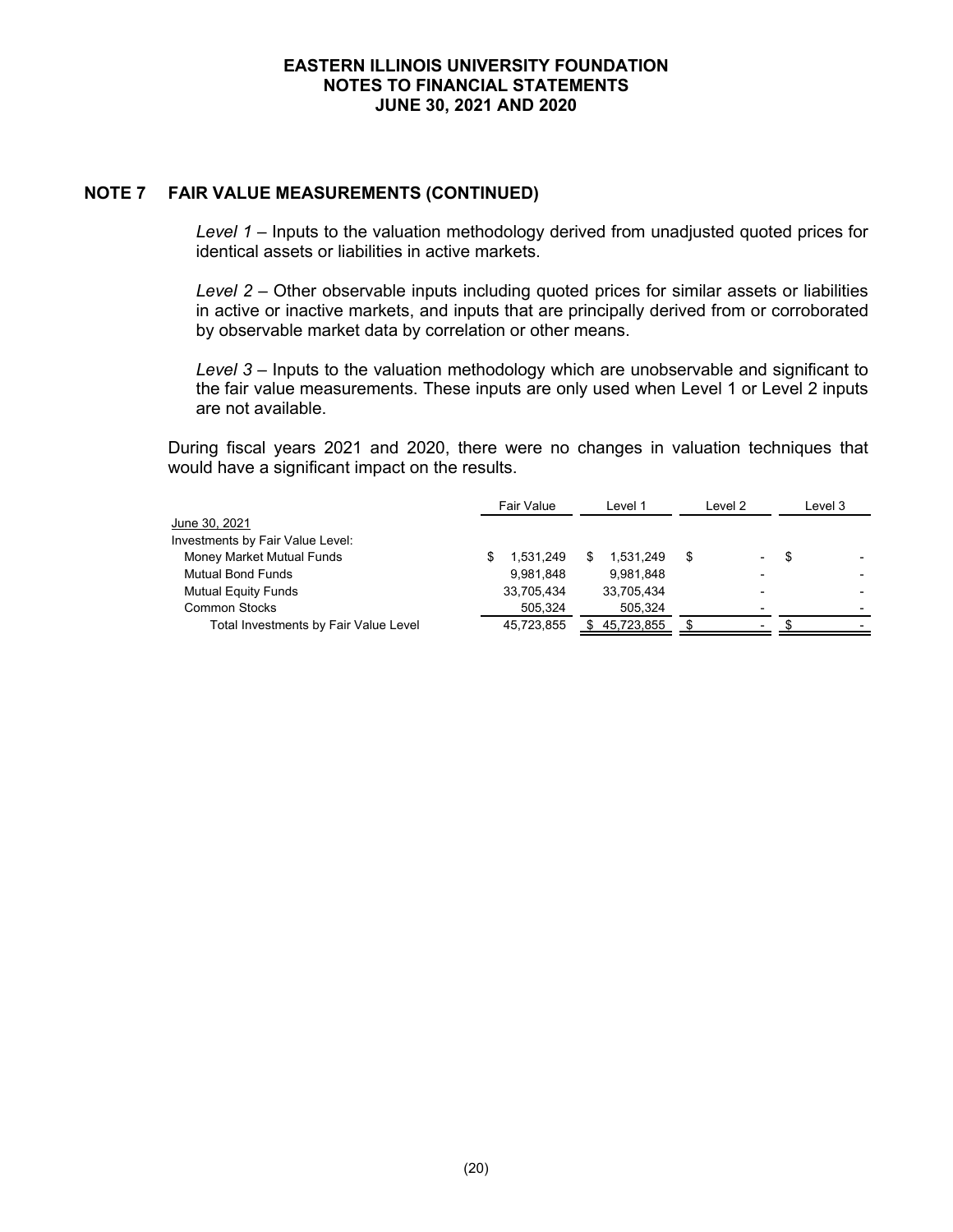## NOTE 7 FAIR VALUE MEASUREMENTS (CONTINUED)

*Level 1* – Inputs to the valuation methodology derived from unadjusted quoted prices for identical assets or liabilities in active markets.

*Level 2* – Other observable inputs including quoted prices for similar assets or liabilities in active or inactive markets, and inputs that are principally derived from or corroborated by observable market data by correlation or other means.

*Level 3* – Inputs to the valuation methodology which are unobservable and significant to the fair value measurements. These inputs are only used when Level 1 or Level 2 inputs are not available.

During fiscal years 2021 and 2020, there were no changes in valuation techniques that would have a significant impact on the results.

| | Fair Value | Level 1 | Level 2 | Level 3 |
|---|---|---|---|---|
| June 30, 2021 | | | | |
| Investments by Fair Value Level: | | | | |
| Money Market Mutual Funds | $ 1,531,249 | $ 1,531,249 | $ - | $ - |
| Mutual Bond Funds | 9,981,848 | 9,981,848 | - | - |
| Mutual Equity Funds | 33,705,434 | 33,705,434 | - | - |
| Common Stocks | 505,324 | 505,324 | - | - |
| Total Investments by Fair Value Level | 45,723,855 | $ 45,723,855 | $ - | $ - |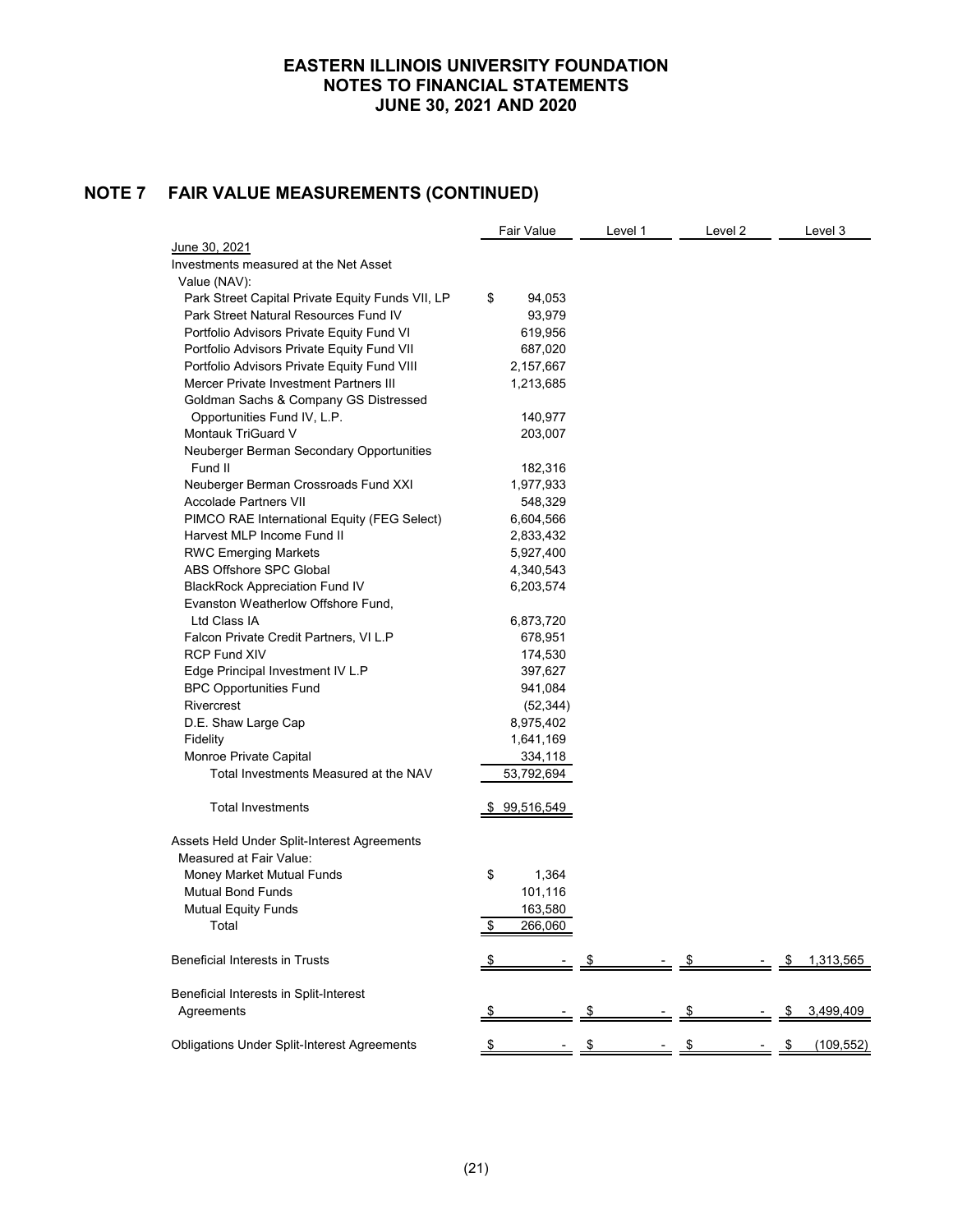# EASTERN ILLINOIS UNIVERSITY FOUNDATION
# NOTES TO FINANCIAL STATEMENTS
# JUNE 30, 2021 AND 2020

## NOTE 7 FAIR VALUE MEASUREMENTS (CONTINUED)

| | Fair Value | Level 1 | Level 2 | Level 3 |
|---|---|---|---|---|
| June 30, 2021 | | | | |
| Investments measured at the Net Asset Value (NAV): | | | | |
| Park Street Capital Private Equity Funds VII, LP | $ 94,053 | | | |
| Park Street Natural Resources Fund IV | 93,979 | | | |
| Portfolio Advisors Private Equity Fund VI | 619,956 | | | |
| Portfolio Advisors Private Equity Fund VII | 687,020 | | | |
| Portfolio Advisors Private Equity Fund VIII | 2,157,667 | | | |
| Mercer Private Investment Partners III | 1,213,685 | | | |
| Goldman Sachs & Company GS Distressed Opportunities Fund IV, L.P. | 140,977 | | | |
| Montauk TriGuard V | 203,007 | | | |
| Neuberger Berman Secondary Opportunities Fund II | 182,316 | | | |
| Neuberger Berman Crossroads Fund XXI | 1,977,933 | | | |
| Accolade Partners VII | 548,329 | | | |
| PIMCO RAE International Equity (FEG Select) | 6,604,566 | | | |
| Harvest MLP Income Fund II | 2,833,432 | | | |
| RWC Emerging Markets | 5,927,400 | | | |
| ABS Offshore SPC Global | 4,340,543 | | | |
| BlackRock Appreciation Fund IV | 6,203,574 | | | |
| Evanston Weatherlow Offshore Fund, Ltd Class IA | 6,873,720 | | | |
| Falcon Private Credit Partners, VI L.P | 678,951 | | | |
| RCP Fund XIV | 174,530 | | | |
| Edge Principal Investment IV L.P | 397,627 | | | |
| BPC Opportunities Fund | 941,084 | | | |
| Rivercrest | (52,344) | | | |
| D.E. Shaw Large Cap | 8,975,402 | | | |
| Fidelity | 1,641,169 | | | |
| Monroe Private Capital | 334,118 | | | |
| Total Investments Measured at the NAV | 53,792,694 | | | |
| Total Investments | $ 99,516,549 | | | |
| Assets Held Under Split-Interest Agreements Measured at Fair Value: | | | | |
| Money Market Mutual Funds | $ 1,364 | | | |
| Mutual Bond Funds | 101,116 | | | |
| Mutual Equity Funds | 163,580 | | | |
| Total | $ 266,060 | | | |
| Beneficial Interests in Trusts | $ - | $ - | $ - | $ 1,313,565 |
| Beneficial Interests in Split-Interest Agreements | $ - | $ - | $ - | $ 3,499,409 |
| Obligations Under Split-Interest Agreements | $ - | $ - | $ - | $ (109,552) |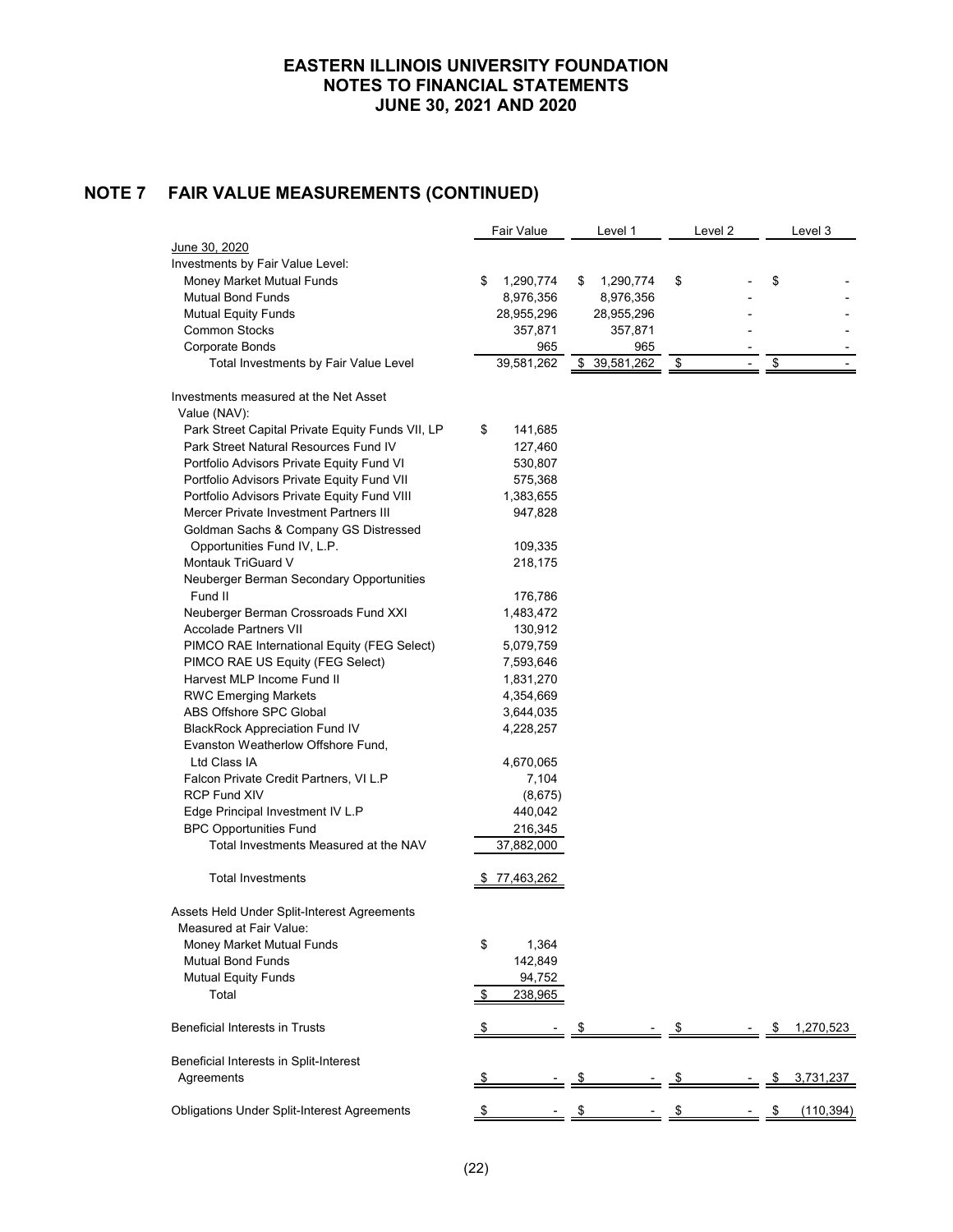# EASTERN ILLINOIS UNIVERSITY FOUNDATION
# NOTES TO FINANCIAL STATEMENTS
# JUNE 30, 2021 AND 2020

## NOTE 7 FAIR VALUE MEASUREMENTS (CONTINUED)

| | Fair Value | Level 1 | Level 2 | Level 3 |
|---|---|---|---|---|
| June 30, 2020 | | | | |
| Investments by Fair Value Level: | | | | |
| Money Market Mutual Funds | $ 1,290,774 | $ 1,290,774 | $ - | $ - |
| Mutual Bond Funds | 8,976,356 | 8,976,356 | - | - |
| Mutual Equity Funds | 28,955,296 | 28,955,296 | - | - |
| Common Stocks | 357,871 | 357,871 | - | - |
| Corporate Bonds | 965 | 965 | - | - |
| Total Investments by Fair Value Level | 39,581,262 | $ 39,581,262 | $ - | $ - |
| | | | | |
| Investments measured at the Net Asset Value (NAV): | | | | |
| Park Street Capital Private Equity Funds VII, LP | $ 141,685 | | | |
| Park Street Natural Resources Fund IV | 127,460 | | | |
| Portfolio Advisors Private Equity Fund VI | 530,807 | | | |
| Portfolio Advisors Private Equity Fund VII | 575,368 | | | |
| Portfolio Advisors Private Equity Fund VIII | 1,383,655 | | | |
| Mercer Private Investment Partners III | 947,828 | | | |
| Goldman Sachs & Company GS Distressed Opportunities Fund IV, L.P. | 109,335 | | | |
| Montauk TriGuard V | 218,175 | | | |
| Neuberger Berman Secondary Opportunities Fund II | 176,786 | | | |
| Neuberger Berman Crossroads Fund XXI | 1,483,472 | | | |
| Accolade Partners VII | 130,912 | | | |
| PIMCO RAE International Equity (FEG Select) | 5,079,759 | | | |
| PIMCO RAE US Equity (FEG Select) | 7,593,646 | | | |
| Harvest MLP Income Fund II | 1,831,270 | | | |
| RWC Emerging Markets | 4,354,669 | | | |
| ABS Offshore SPC Global | 3,644,035 | | | |
| BlackRock Appreciation Fund IV | 4,228,257 | | | |
| Evanston Weatherlow Offshore Fund, Ltd Class IA | 4,670,065 | | | |
| Falcon Private Credit Partners, VI L.P | 7,104 | | | |
| RCP Fund XIV | (8,675) | | | |
| Edge Principal Investment IV L.P | 440,042 | | | |
| BPC Opportunities Fund | 216,345 | | | |
| Total Investments Measured at the NAV | 37,882,000 | | | |
| | | | | |
| Total Investments | $ 77,463,262 | | | |
| | | | | |
| Assets Held Under Split-Interest Agreements Measured at Fair Value: | | | | |
| Money Market Mutual Funds | $ 1,364 | | | |
| Mutual Bond Funds | 142,849 | | | |
| Mutual Equity Funds | 94,752 | | | |
| Total | $ 238,965 | | | |
| | | | | |
| Beneficial Interests in Trusts | $ - | $ - | $ - | $ 1,270,523 |
| | | | | |
| Beneficial Interests in Split-Interest Agreements | $ - | $ - | $ - | $ 3,731,237 |
| | | | | |
| Obligations Under Split-Interest Agreements | $ - | $ - | $ - | $ (110,394) |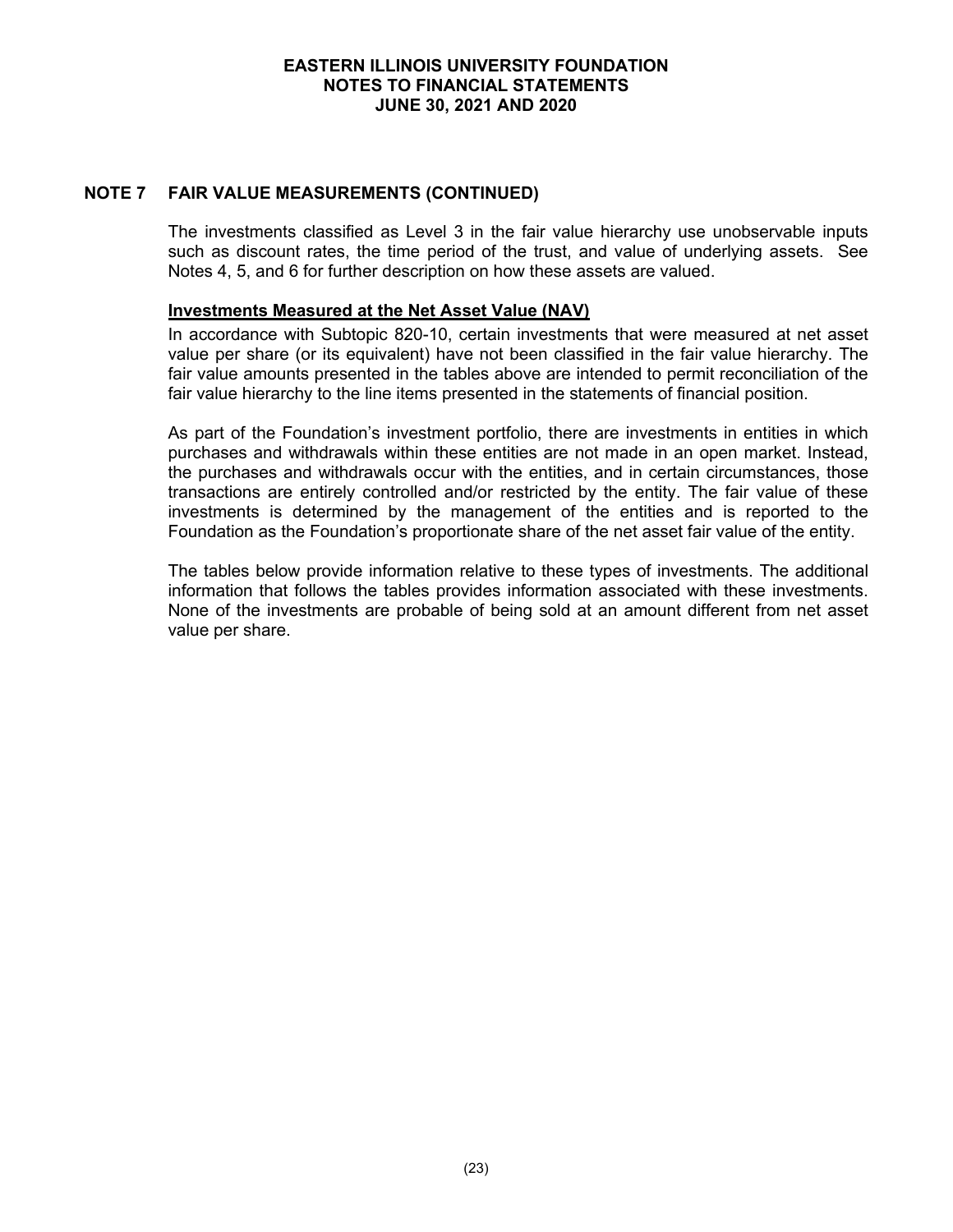## NOTE 7 FAIR VALUE MEASUREMENTS (CONTINUED)

The investments classified as Level 3 in the fair value hierarchy use unobservable inputs such as discount rates, the time period of the trust, and value of underlying assets. See Notes 4, 5, and 6 for further description on how these assets are valued.

**Investments Measured at the Net Asset Value (NAV)**

In accordance with Subtopic 820-10, certain investments that were measured at net asset value per share (or its equivalent) have not been classified in the fair value hierarchy. The fair value amounts presented in the tables above are intended to permit reconciliation of the fair value hierarchy to the line items presented in the statements of financial position.

As part of the Foundation's investment portfolio, there are investments in entities in which purchases and withdrawals within these entities are not made in an open market. Instead, the purchases and withdrawals occur with the entities, and in certain circumstances, those transactions are entirely controlled and/or restricted by the entity. The fair value of these investments is determined by the management of the entities and is reported to the Foundation as the Foundation's proportionate share of the net asset fair value of the entity.

The tables below provide information relative to these types of investments. The additional information that follows the tables provides information associated with these investments. None of the investments are probable of being sold at an amount different from net asset value per share.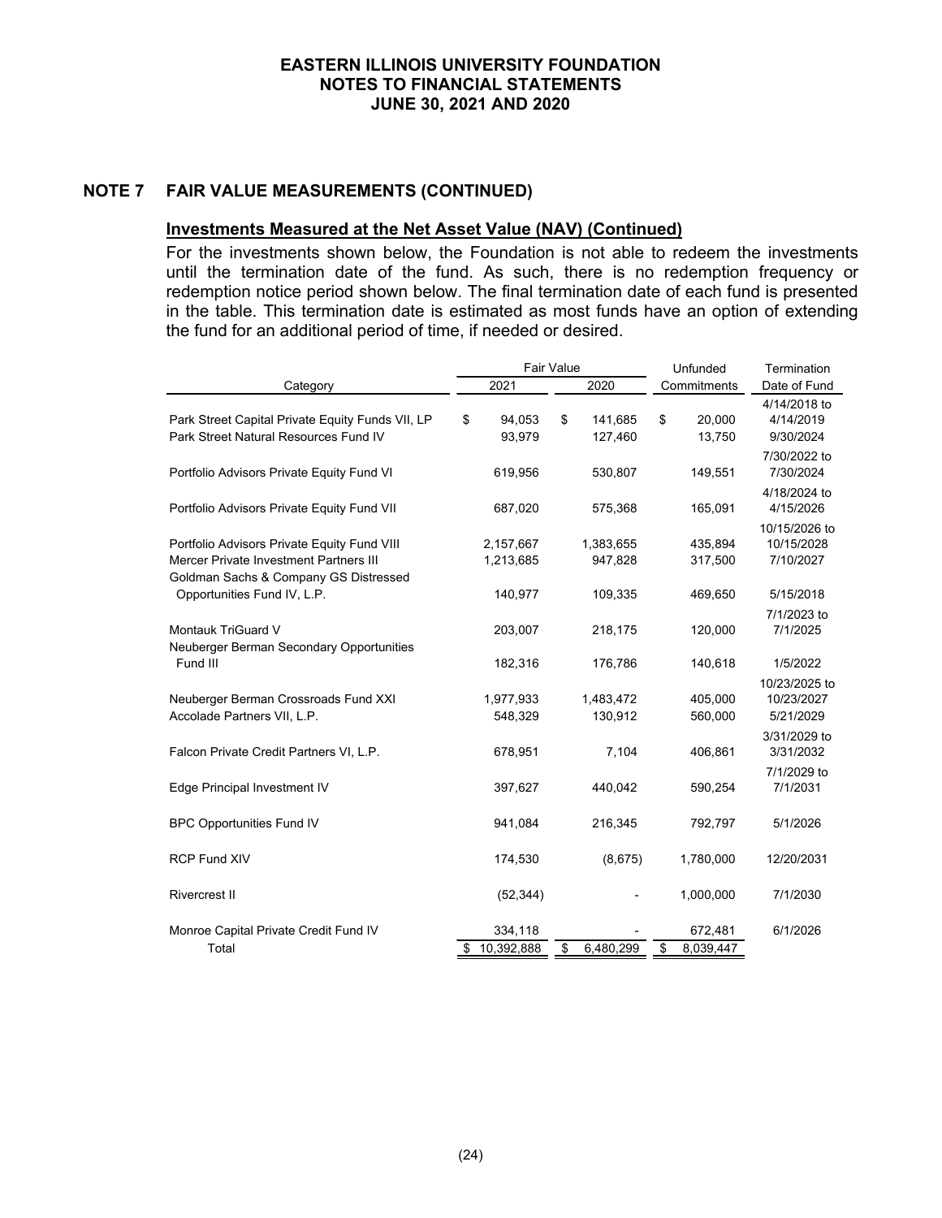## NOTE 7 FAIR VALUE MEASUREMENTS (CONTINUED)

### Investments Measured at the Net Asset Value (NAV) (Continued)

For the investments shown below, the Foundation is not able to redeem the investments until the termination date of the fund. As such, there is no redemption frequency or redemption notice period shown below. The final termination date of each fund is presented in the table. This termination date is estimated as most funds have an option of extending the fund for an additional period of time, if needed or desired.

| Category | Fair Value 2021 | Fair Value 2020 | Unfunded Commitments | Termination Date of Fund |
|---|---|---|---|---|
| Park Street Capital Private Equity Funds VII, LP | $ 94,053 | $ 141,685 | $ 20,000 | 4/14/2018 to 4/14/2019 |
| Park Street Natural Resources Fund IV | 93,979 | 127,460 | 13,750 | 9/30/2024 |
| Portfolio Advisors Private Equity Fund VI | 619,956 | 530,807 | 149,551 | 7/30/2022 to 7/30/2024 |
| Portfolio Advisors Private Equity Fund VII | 687,020 | 575,368 | 165,091 | 4/18/2024 to 4/15/2026 |
| Portfolio Advisors Private Equity Fund VIII | 2,157,667 | 1,383,655 | 435,894 | 10/15/2026 to 10/15/2028 |
| Mercer Private Investment Partners III | 1,213,685 | 947,828 | 317,500 | 7/10/2027 |
| Goldman Sachs & Company GS Distressed Opportunities Fund IV, L.P. | 140,977 | 109,335 | 469,650 | 5/15/2018 |
| Montauk TriGuard V | 203,007 | 218,175 | 120,000 | 7/1/2023 to 7/1/2025 |
| Neuberger Berman Secondary Opportunities Fund III | 182,316 | 176,786 | 140,618 | 1/5/2022 |
| Neuberger Berman Crossroads Fund XXI | 1,977,933 | 1,483,472 | 405,000 | 10/23/2025 to 10/23/2027 |
| Accolade Partners VII, L.P. | 548,329 | 130,912 | 560,000 | 5/21/2029 |
| Falcon Private Credit Partners VI, L.P. | 678,951 | 7,104 | 406,861 | 3/31/2029 to 3/31/2032 |
| Edge Principal Investment IV | 397,627 | 440,042 | 590,254 | 7/1/2029 to 7/1/2031 |
| BPC Opportunities Fund IV | 941,084 | 216,345 | 792,797 | 5/1/2026 |
| RCP Fund XIV | 174,530 | (8,675) | 1,780,000 | 12/20/2031 |
| Rivercrest II | (52,344) | - | 1,000,000 | 7/1/2030 |
| Monroe Capital Private Credit Fund IV | 334,118 | - | 672,481 | 6/1/2026 |
| Total | $ 10,392,888 | $ 6,480,299 | $ 8,039,447 | |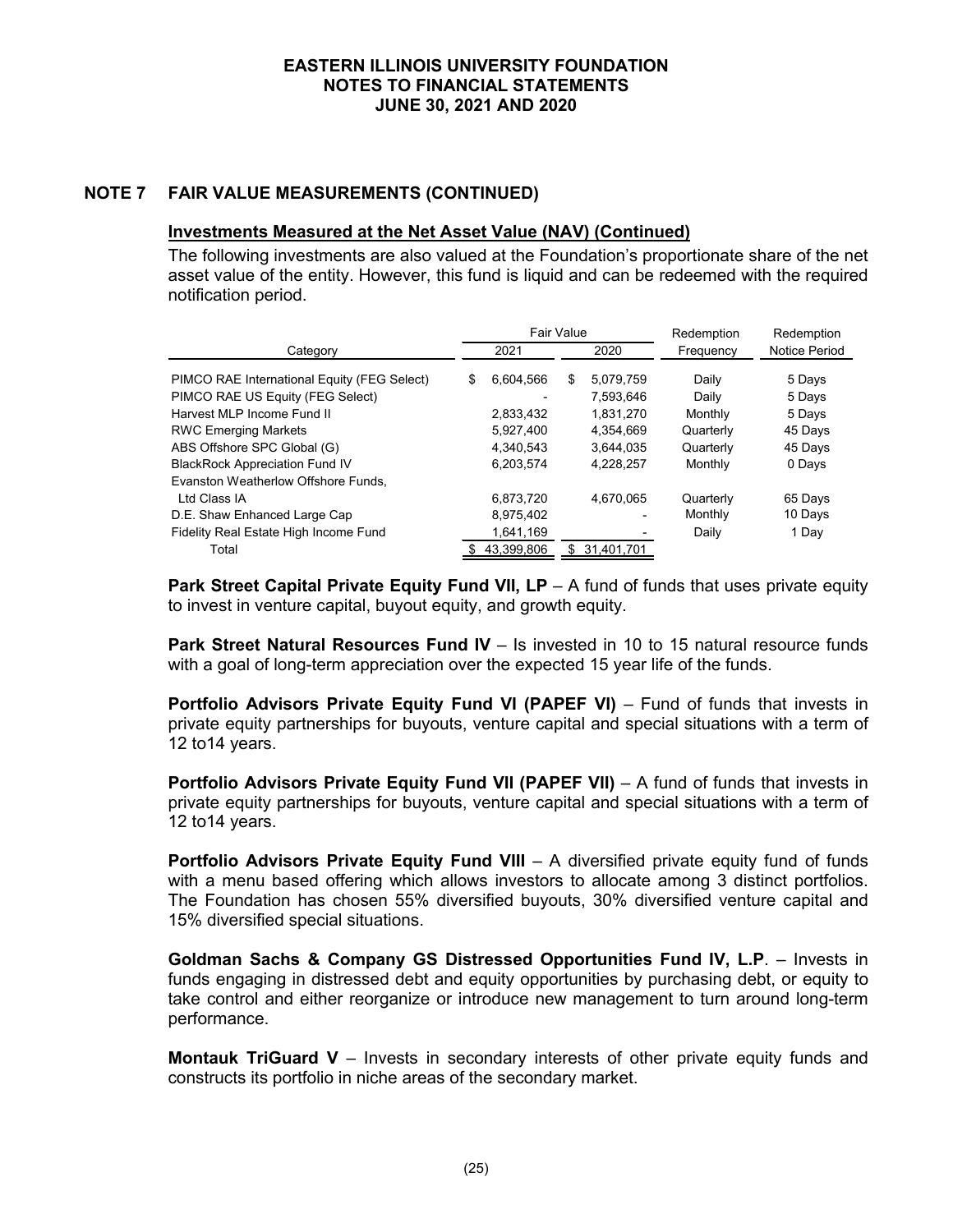## NOTE 7 FAIR VALUE MEASUREMENTS (CONTINUED)

### Investments Measured at the Net Asset Value (NAV) (Continued)

The following investments are also valued at the Foundation's proportionate share of the net asset value of the entity. However, this fund is liquid and can be redeemed with the required notification period.

| Category | Fair Value 2021 | Fair Value 2020 | Redemption Frequency | Redemption Notice Period |
|---|---|---|---|---|
| PIMCO RAE International Equity (FEG Select) | $ 6,604,566 | $ 5,079,759 | Daily | 5 Days |
| PIMCO RAE US Equity (FEG Select) | - | 7,593,646 | Daily | 5 Days |
| Harvest MLP Income Fund II | 2,833,432 | 1,831,270 | Monthly | 5 Days |
| RWC Emerging Markets | 5,927,400 | 4,354,669 | Quarterly | 45 Days |
| ABS Offshore SPC Global (G) | 4,340,543 | 3,644,035 | Quarterly | 45 Days |
| BlackRock Appreciation Fund IV | 6,203,574 | 4,228,257 | Monthly | 0 Days |
| Evanston Weatherlow Offshore Funds, Ltd Class IA | 6,873,720 | 4,670,065 | Quarterly | 65 Days |
| D.E. Shaw Enhanced Large Cap | 8,975,402 | - | Monthly | 10 Days |
| Fidelity Real Estate High Income Fund | 1,641,169 | - | Daily | 1 Day |
| Total | $ 43,399,806 | $ 31,401,701 | | |

**Park Street Capital Private Equity Fund VII, LP** – A fund of funds that uses private equity to invest in venture capital, buyout equity, and growth equity.

**Park Street Natural Resources Fund IV** – Is invested in 10 to 15 natural resource funds with a goal of long-term appreciation over the expected 15 year life of the funds.

**Portfolio Advisors Private Equity Fund VI (PAPEF VI)** – Fund of funds that invests in private equity partnerships for buyouts, venture capital and special situations with a term of 12 to14 years.

**Portfolio Advisors Private Equity Fund VII (PAPEF VII)** – A fund of funds that invests in private equity partnerships for buyouts, venture capital and special situations with a term of 12 to14 years.

**Portfolio Advisors Private Equity Fund VIII** – A diversified private equity fund of funds with a menu based offering which allows investors to allocate among 3 distinct portfolios. The Foundation has chosen 55% diversified buyouts, 30% diversified venture capital and 15% diversified special situations.

**Goldman Sachs & Company GS Distressed Opportunities Fund IV, L.P**. – Invests in funds engaging in distressed debt and equity opportunities by purchasing debt, or equity to take control and either reorganize or introduce new management to turn around long-term performance.

**Montauk TriGuard V** – Invests in secondary interests of other private equity funds and constructs its portfolio in niche areas of the secondary market.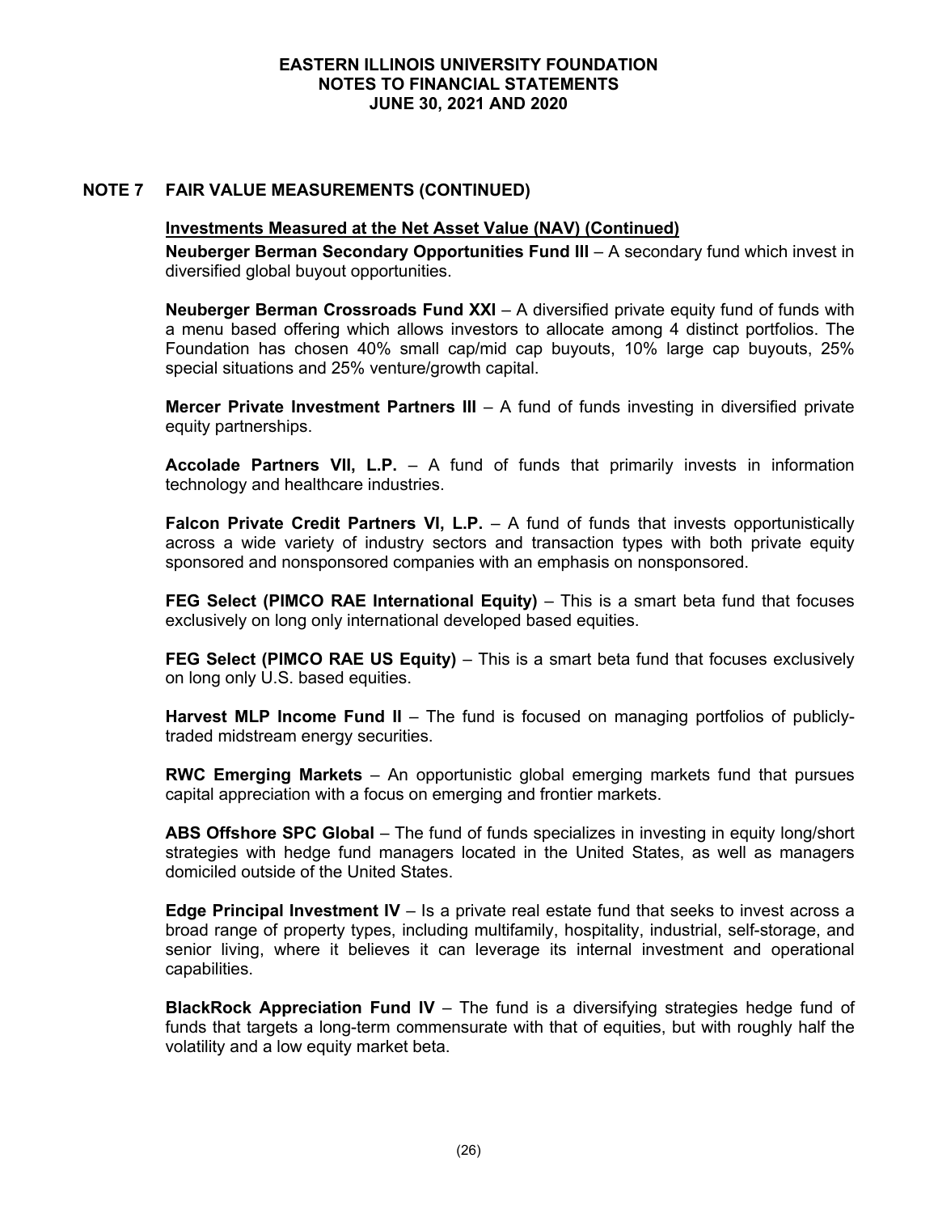## NOTE 7 FAIR VALUE MEASUREMENTS (CONTINUED)

**Investments Measured at the Net Asset Value (NAV) (Continued)**

**Neuberger Berman Secondary Opportunities Fund III** – A secondary fund which invest in diversified global buyout opportunities.

**Neuberger Berman Crossroads Fund XXI** – A diversified private equity fund of funds with a menu based offering which allows investors to allocate among 4 distinct portfolios. The Foundation has chosen 40% small cap/mid cap buyouts, 10% large cap buyouts, 25% special situations and 25% venture/growth capital.

**Mercer Private Investment Partners III** – A fund of funds investing in diversified private equity partnerships.

**Accolade Partners VII, L.P.** – A fund of funds that primarily invests in information technology and healthcare industries.

**Falcon Private Credit Partners VI, L.P.** – A fund of funds that invests opportunistically across a wide variety of industry sectors and transaction types with both private equity sponsored and nonsponsored companies with an emphasis on nonsponsored.

**FEG Select (PIMCO RAE International Equity)** – This is a smart beta fund that focuses exclusively on long only international developed based equities.

**FEG Select (PIMCO RAE US Equity)** – This is a smart beta fund that focuses exclusively on long only U.S. based equities.

**Harvest MLP Income Fund II** – The fund is focused on managing portfolios of publicly-traded midstream energy securities.

**RWC Emerging Markets** – An opportunistic global emerging markets fund that pursues capital appreciation with a focus on emerging and frontier markets.

**ABS Offshore SPC Global** – The fund of funds specializes in investing in equity long/short strategies with hedge fund managers located in the United States, as well as managers domiciled outside of the United States.

**Edge Principal Investment IV** – Is a private real estate fund that seeks to invest across a broad range of property types, including multifamily, hospitality, industrial, self-storage, and senior living, where it believes it can leverage its internal investment and operational capabilities.

**BlackRock Appreciation Fund IV** – The fund is a diversifying strategies hedge fund of funds that targets a long-term commensurate with that of equities, but with roughly half the volatility and a low equity market beta.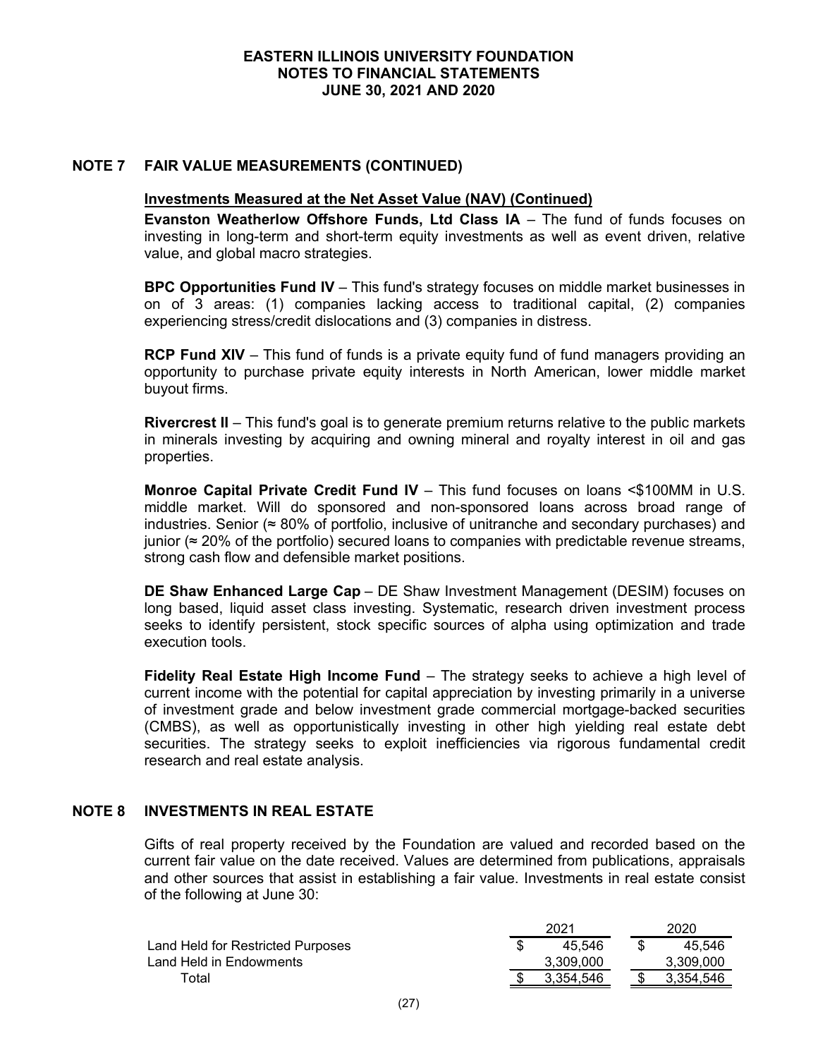## NOTE 7 FAIR VALUE MEASUREMENTS (CONTINUED)

**Investments Measured at the Net Asset Value (NAV) (Continued)**

**Evanston Weatherlow Offshore Funds, Ltd Class IA** – The fund of funds focuses on investing in long-term and short-term equity investments as well as event driven, relative value, and global macro strategies.

**BPC Opportunities Fund IV** – This fund's strategy focuses on middle market businesses in on of 3 areas: (1) companies lacking access to traditional capital, (2) companies experiencing stress/credit dislocations and (3) companies in distress.

**RCP Fund XIV** – This fund of funds is a private equity fund of fund managers providing an opportunity to purchase private equity interests in North American, lower middle market buyout firms.

**Rivercrest II** – This fund's goal is to generate premium returns relative to the public markets in minerals investing by acquiring and owning mineral and royalty interest in oil and gas properties.

**Monroe Capital Private Credit Fund IV** – This fund focuses on loans <$100MM in U.S. middle market. Will do sponsored and non-sponsored loans across broad range of industries. Senior (≈ 80% of portfolio, inclusive of unitranche and secondary purchases) and junior (≈ 20% of the portfolio) secured loans to companies with predictable revenue streams, strong cash flow and defensible market positions.

**DE Shaw Enhanced Large Cap** – DE Shaw Investment Management (DESIM) focuses on long based, liquid asset class investing. Systematic, research driven investment process seeks to identify persistent, stock specific sources of alpha using optimization and trade execution tools.

**Fidelity Real Estate High Income Fund** – The strategy seeks to achieve a high level of current income with the potential for capital appreciation by investing primarily in a universe of investment grade and below investment grade commercial mortgage-backed securities (CMBS), as well as opportunistically investing in other high yielding real estate debt securities. The strategy seeks to exploit inefficiencies via rigorous fundamental credit research and real estate analysis.

## NOTE 8 INVESTMENTS IN REAL ESTATE

Gifts of real property received by the Foundation are valued and recorded based on the current fair value on the date received. Values are determined from publications, appraisals and other sources that assist in establishing a fair value. Investments in real estate consist of the following at June 30:

| | 2021 | 2020 |
|---|---|---|
| Land Held for Restricted Purposes | $ 45,546 | $ 45,546 |
| Land Held in Endowments | 3,309,000 | 3,309,000 |
| Total | $ 3,354,546 | $ 3,354,546 |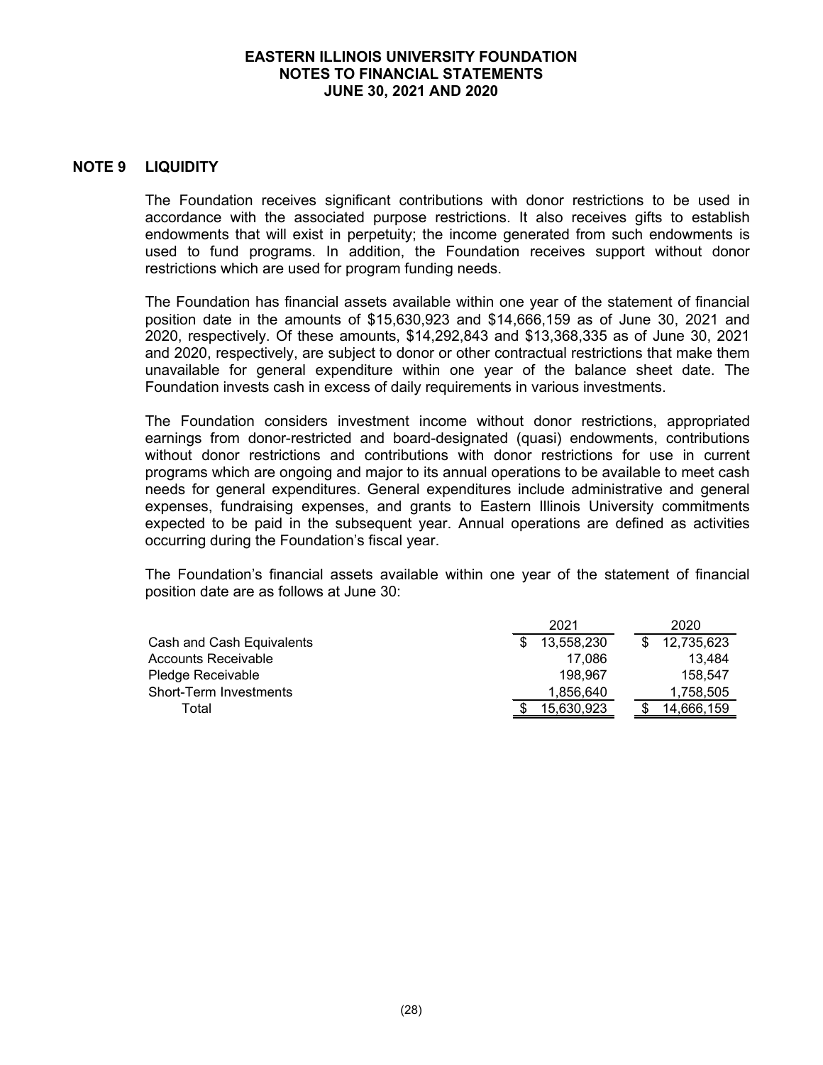## NOTE 9 LIQUIDITY

The Foundation receives significant contributions with donor restrictions to be used in accordance with the associated purpose restrictions. It also receives gifts to establish endowments that will exist in perpetuity; the income generated from such endowments is used to fund programs. In addition, the Foundation receives support without donor restrictions which are used for program funding needs.

The Foundation has financial assets available within one year of the statement of financial position date in the amounts of $15,630,923 and $14,666,159 as of June 30, 2021 and 2020, respectively. Of these amounts, $14,292,843 and $13,368,335 as of June 30, 2021 and 2020, respectively, are subject to donor or other contractual restrictions that make them unavailable for general expenditure within one year of the balance sheet date. The Foundation invests cash in excess of daily requirements in various investments.

The Foundation considers investment income without donor restrictions, appropriated earnings from donor-restricted and board-designated (quasi) endowments, contributions without donor restrictions and contributions with donor restrictions for use in current programs which are ongoing and major to its annual operations to be available to meet cash needs for general expenditures. General expenditures include administrative and general expenses, fundraising expenses, and grants to Eastern Illinois University commitments expected to be paid in the subsequent year. Annual operations are defined as activities occurring during the Foundation's fiscal year.

The Foundation's financial assets available within one year of the statement of financial position date are as follows at June 30:

| | 2021 | 2020 |
|---|---|---|
| Cash and Cash Equivalents | $ 13,558,230 | $ 12,735,623 |
| Accounts Receivable | 17,086 | 13,484 |
| Pledge Receivable | 198,967 | 158,547 |
| Short-Term Investments | 1,856,640 | 1,758,505 |
| Total | $ 15,630,923 | $ 14,666,159 |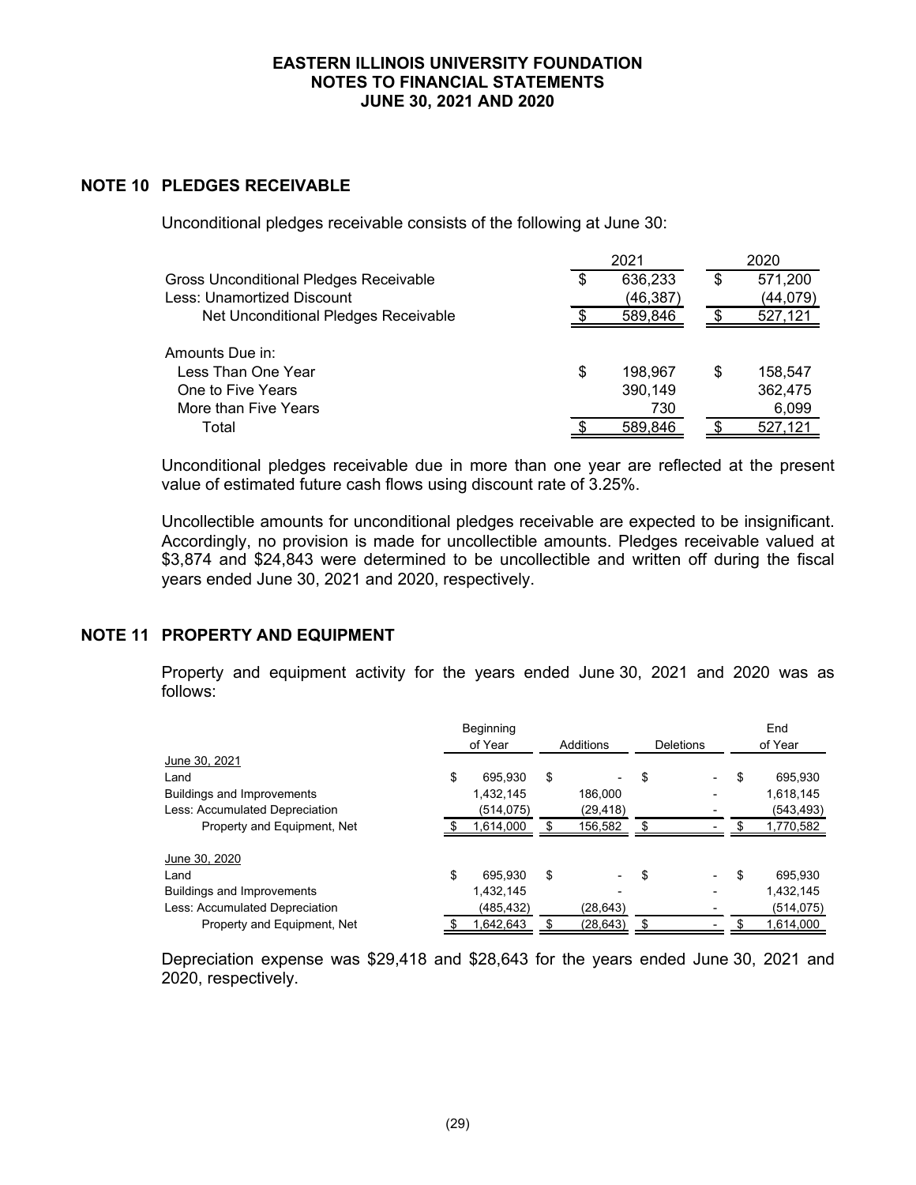## NOTE 10 PLEDGES RECEIVABLE

Unconditional pledges receivable consists of the following at June 30:

| | 2021 | 2020 |
|---|---|---|
| Gross Unconditional Pledges Receivable | $ 636,233 | $ 571,200 |
| Less: Unamortized Discount | (46,387) | (44,079) |
| Net Unconditional Pledges Receivable | $ 589,846 | $ 527,121 |
| | | |
| Amounts Due in: | | |
| Less Than One Year | $ 198,967 | $ 158,547 |
| One to Five Years | 390,149 | 362,475 |
| More than Five Years | 730 | 6,099 |
| Total | $ 589,846 | $ 527,121 |

Unconditional pledges receivable due in more than one year are reflected at the present value of estimated future cash flows using discount rate of 3.25%.

Uncollectible amounts for unconditional pledges receivable are expected to be insignificant. Accordingly, no provision is made for uncollectible amounts. Pledges receivable valued at $3,874 and $24,843 were determined to be uncollectible and written off during the fiscal years ended June 30, 2021 and 2020, respectively.

## NOTE 11 PROPERTY AND EQUIPMENT

Property and equipment activity for the years ended June 30, 2021 and 2020 was as follows:

| | Beginning of Year | Additions | Deletions | End of Year |
|---|---|---|---|---|
| June 30, 2021 | | | | |
| Land | $ 695,930 | $ - | $ - | $ 695,930 |
| Buildings and Improvements | 1,432,145 | 186,000 | - | 1,618,145 |
| Less: Accumulated Depreciation | (514,075) | (29,418) | - | (543,493) |
| Property and Equipment, Net | $ 1,614,000 | $ 156,582 | $ - | $ 1,770,582 |
| | | | | |
| June 30, 2020 | | | | |
| Land | $ 695,930 | $ - | $ - | $ 695,930 |
| Buildings and Improvements | 1,432,145 | - | - | 1,432,145 |
| Less: Accumulated Depreciation | (485,432) | (28,643) | - | (514,075) |
| Property and Equipment, Net | $ 1,642,643 | $ (28,643) | $ - | $ 1,614,000 |

Depreciation expense was $29,418 and $28,643 for the years ended June 30, 2021 and 2020, respectively.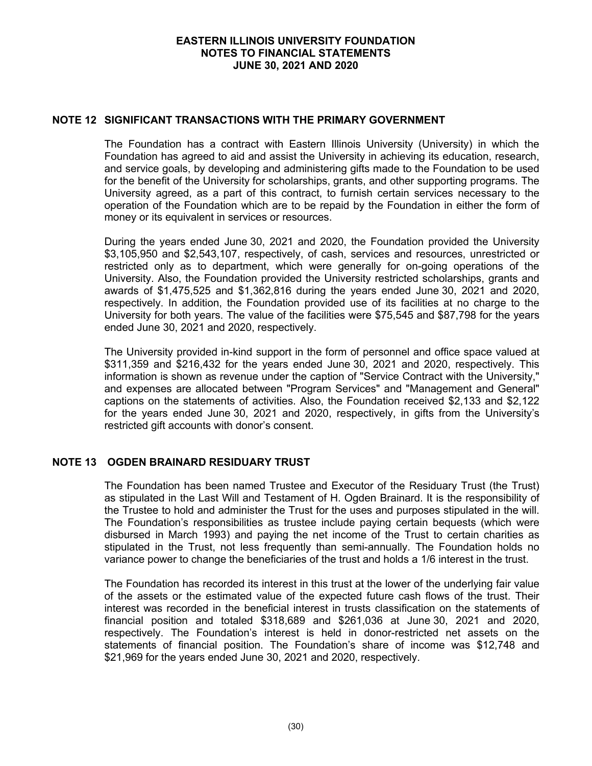## NOTE 12 SIGNIFICANT TRANSACTIONS WITH THE PRIMARY GOVERNMENT

The Foundation has a contract with Eastern Illinois University (University) in which the Foundation has agreed to aid and assist the University in achieving its education, research, and service goals, by developing and administering gifts made to the Foundation to be used for the benefit of the University for scholarships, grants, and other supporting programs. The University agreed, as a part of this contract, to furnish certain services necessary to the operation of the Foundation which are to be repaid by the Foundation in either the form of money or its equivalent in services or resources.

During the years ended June 30, 2021 and 2020, the Foundation provided the University $3,105,950 and $2,543,107, respectively, of cash, services and resources, unrestricted or restricted only as to department, which were generally for on-going operations of the University. Also, the Foundation provided the University restricted scholarships, grants and awards of $1,475,525 and $1,362,816 during the years ended June 30, 2021 and 2020, respectively. In addition, the Foundation provided use of its facilities at no charge to the University for both years. The value of the facilities were $75,545 and $87,798 for the years ended June 30, 2021 and 2020, respectively.

The University provided in-kind support in the form of personnel and office space valued at $311,359 and $216,432 for the years ended June 30, 2021 and 2020, respectively. This information is shown as revenue under the caption of "Service Contract with the University," and expenses are allocated between "Program Services" and "Management and General" captions on the statements of activities. Also, the Foundation received $2,133 and $2,122 for the years ended June 30, 2021 and 2020, respectively, in gifts from the University's restricted gift accounts with donor's consent.

## NOTE 13 OGDEN BRAINARD RESIDUARY TRUST

The Foundation has been named Trustee and Executor of the Residuary Trust (the Trust) as stipulated in the Last Will and Testament of H. Ogden Brainard. It is the responsibility of the Trustee to hold and administer the Trust for the uses and purposes stipulated in the will. The Foundation's responsibilities as trustee include paying certain bequests (which were disbursed in March 1993) and paying the net income of the Trust to certain charities as stipulated in the Trust, not less frequently than semi-annually. The Foundation holds no variance power to change the beneficiaries of the trust and holds a 1/6 interest in the trust.

The Foundation has recorded its interest in this trust at the lower of the underlying fair value of the assets or the estimated value of the expected future cash flows of the trust. Their interest was recorded in the beneficial interest in trusts classification on the statements of financial position and totaled $318,689 and $261,036 at June 30, 2021 and 2020, respectively. The Foundation's interest is held in donor-restricted net assets on the statements of financial position. The Foundation's share of income was $12,748 and $21,969 for the years ended June 30, 2021 and 2020, respectively.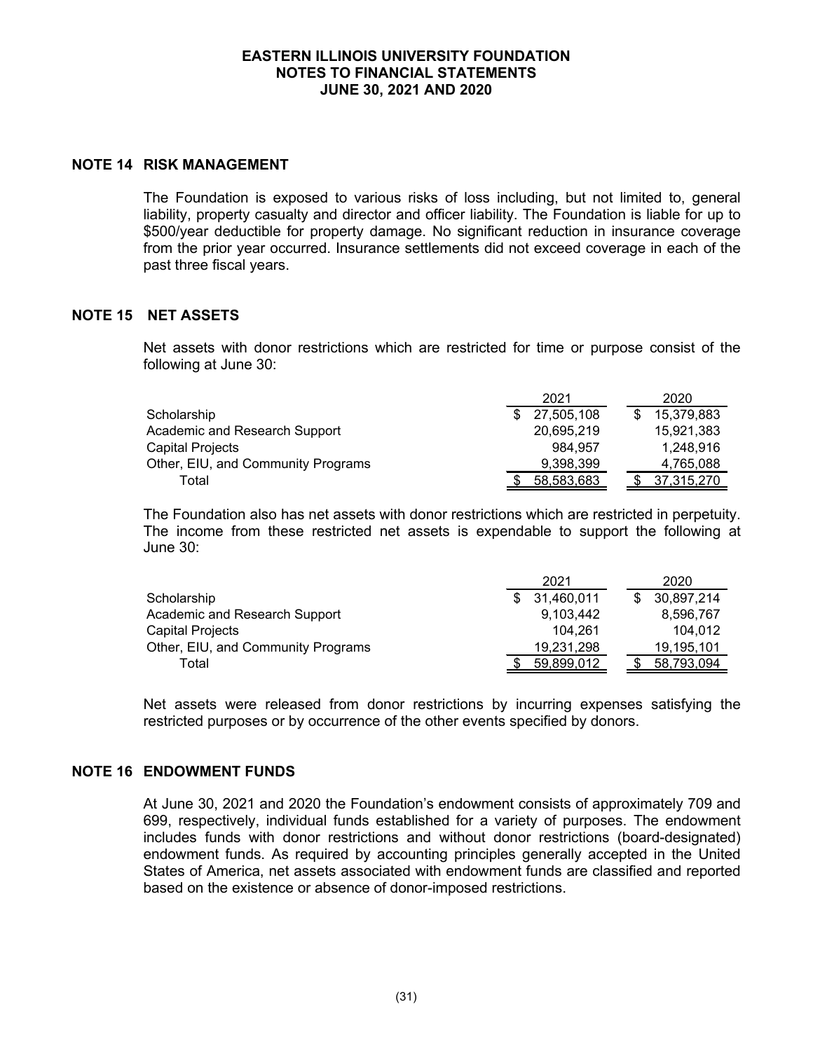EASTERN ILLINOIS UNIVERSITY FOUNDATION
NOTES TO FINANCIAL STATEMENTS
JUNE 30, 2021 AND 2020

## NOTE 14 RISK MANAGEMENT

The Foundation is exposed to various risks of loss including, but not limited to, general liability, property casualty and director and officer liability. The Foundation is liable for up to $500/year deductible for property damage. No significant reduction in insurance coverage from the prior year occurred. Insurance settlements did not exceed coverage in each of the past three fiscal years.

## NOTE 15 NET ASSETS

Net assets with donor restrictions which are restricted for time or purpose consist of the following at June 30:

| | 2021 | 2020 |
|---|---|---|
| Scholarship | $ 27,505,108 | $ 15,379,883 |
| Academic and Research Support | 20,695,219 | 15,921,383 |
| Capital Projects | 984,957 | 1,248,916 |
| Other, EIU, and Community Programs | 9,398,399 | 4,765,088 |
| Total | $ 58,583,683 | $ 37,315,270 |

The Foundation also has net assets with donor restrictions which are restricted in perpetuity. The income from these restricted net assets is expendable to support the following at June 30:

| | 2021 | 2020 |
|---|---|---|
| Scholarship | $ 31,460,011 | $ 30,897,214 |
| Academic and Research Support | 9,103,442 | 8,596,767 |
| Capital Projects | 104,261 | 104,012 |
| Other, EIU, and Community Programs | 19,231,298 | 19,195,101 |
| Total | $ 59,899,012 | $ 58,793,094 |

Net assets were released from donor restrictions by incurring expenses satisfying the restricted purposes or by occurrence of the other events specified by donors.

## NOTE 16 ENDOWMENT FUNDS

At June 30, 2021 and 2020 the Foundation's endowment consists of approximately 709 and 699, respectively, individual funds established for a variety of purposes. The endowment includes funds with donor restrictions and without donor restrictions (board-designated) endowment funds. As required by accounting principles generally accepted in the United States of America, net assets associated with endowment funds are classified and reported based on the existence or absence of donor-imposed restrictions.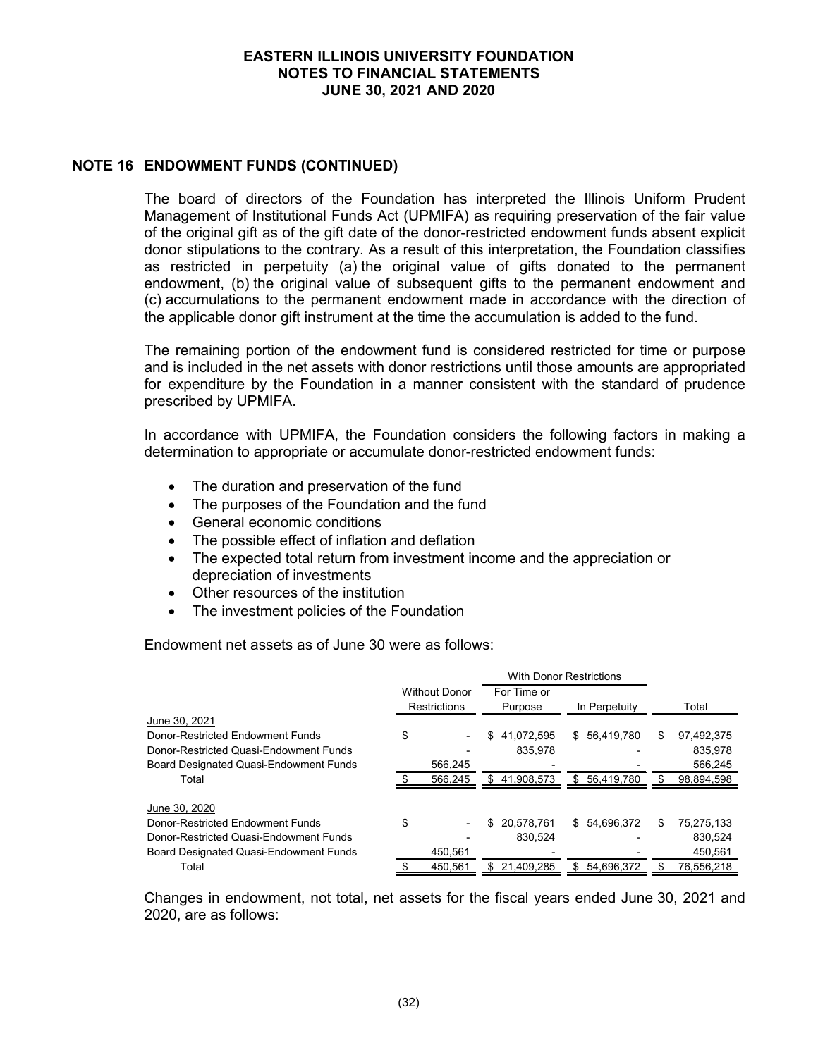## NOTE 16 ENDOWMENT FUNDS (CONTINUED)

The board of directors of the Foundation has interpreted the Illinois Uniform Prudent Management of Institutional Funds Act (UPMIFA) as requiring preservation of the fair value of the original gift as of the gift date of the donor-restricted endowment funds absent explicit donor stipulations to the contrary. As a result of this interpretation, the Foundation classifies as restricted in perpetuity (a) the original value of gifts donated to the permanent endowment, (b) the original value of subsequent gifts to the permanent endowment and (c) accumulations to the permanent endowment made in accordance with the direction of the applicable donor gift instrument at the time the accumulation is added to the fund.

The remaining portion of the endowment fund is considered restricted for time or purpose and is included in the net assets with donor restrictions until those amounts are appropriated for expenditure by the Foundation in a manner consistent with the standard of prudence prescribed by UPMIFA.

In accordance with UPMIFA, the Foundation considers the following factors in making a determination to appropriate or accumulate donor-restricted endowment funds:

- The duration and preservation of the fund
- The purposes of the Foundation and the fund
- General economic conditions
- The possible effect of inflation and deflation
- The expected total return from investment income and the appreciation or depreciation of investments
- Other resources of the institution
- The investment policies of the Foundation

Endowment net assets as of June 30 were as follows:

| | Without Donor Restrictions | With Donor Restrictions | | Total |
|---|---|---|---|---|
| | | For Time or Purpose | In Perpetuity | |
| June 30, 2021 | | | | |
| Donor-Restricted Endowment Funds | $ - | $ 41,072,595 | $ 56,419,780 | $ 97,492,375 |
| Donor-Restricted Quasi-Endowment Funds | - | 835,978 | - | 835,978 |
| Board Designated Quasi-Endowment Funds | 566,245 | - | - | 566,245 |
| Total | $ 566,245 | $ 41,908,573 | $ 56,419,780 | $ 98,894,598 |
| June 30, 2020 | | | | |
| Donor-Restricted Endowment Funds | $ - | $ 20,578,761 | $ 54,696,372 | $ 75,275,133 |
| Donor-Restricted Quasi-Endowment Funds | - | 830,524 | - | 830,524 |
| Board Designated Quasi-Endowment Funds | 450,561 | - | - | 450,561 |
| Total | $ 450,561 | $ 21,409,285 | $ 54,696,372 | $ 76,556,218 |

Changes in endowment, not total, net assets for the fiscal years ended June 30, 2021 and 2020, are as follows: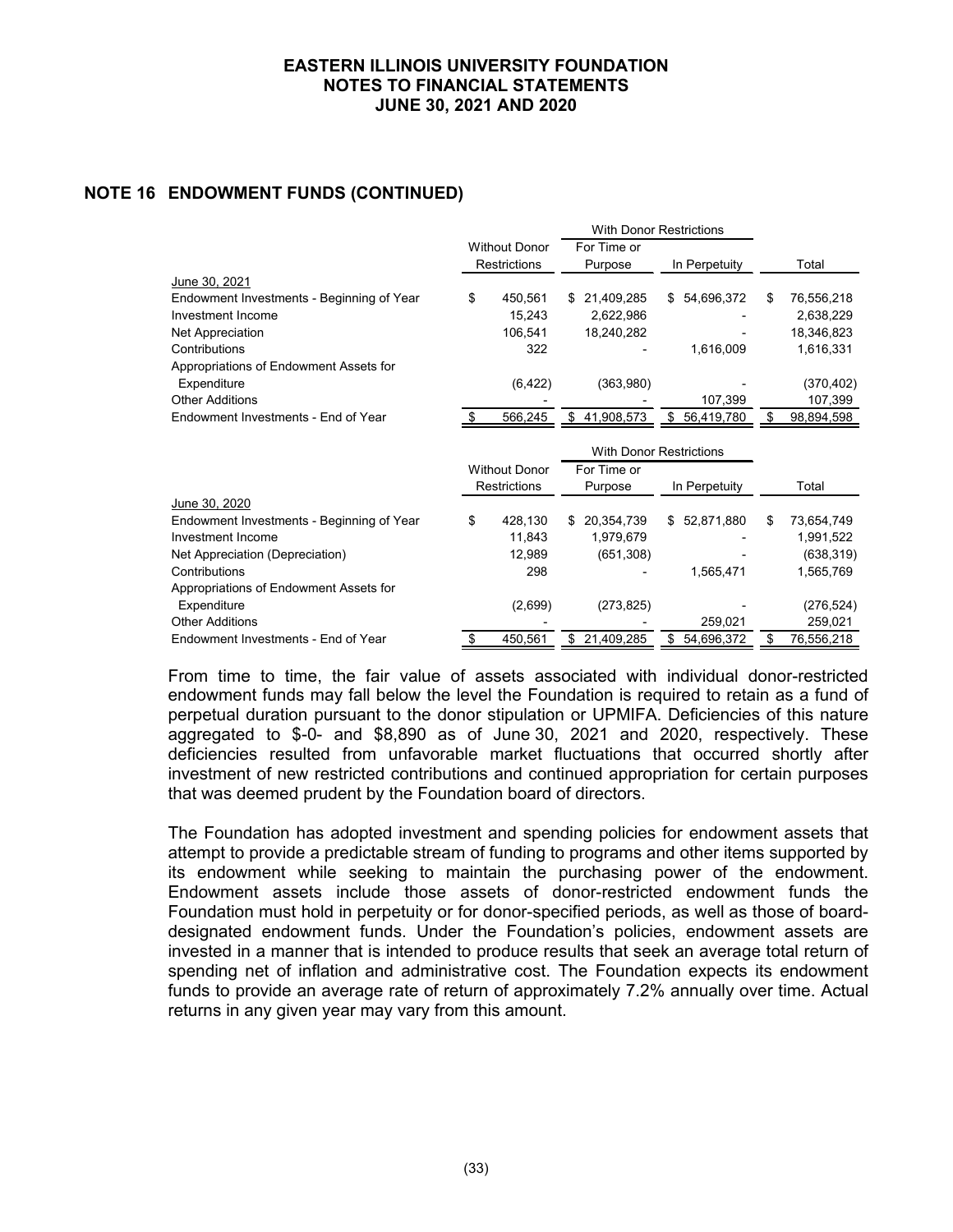## NOTE 16 ENDOWMENT FUNDS (CONTINUED)

| | Without Donor Restrictions | With Donor Restrictions | | Total |
|---|---|---|---|---|
| | | For Time or Purpose | In Perpetuity | |
| June 30, 2021 | | | | |
| Endowment Investments - Beginning of Year | $ 450,561 | $ 21,409,285 | $ 54,696,372 | $ 76,556,218 |
| Investment Income | 15,243 | 2,622,986 | - | 2,638,229 |
| Net Appreciation | 106,541 | 18,240,282 | - | 18,346,823 |
| Contributions | 322 | - | 1,616,009 | 1,616,331 |
| Appropriations of Endowment Assets for Expenditure | (6,422) | (363,980) | - | (370,402) |
| Other Additions | - | - | 107,399 | 107,399 |
| Endowment Investments - End of Year | $ 566,245 | $ 41,908,573 | $ 56,419,780 | $ 98,894,598 |

| | Without Donor Restrictions | With Donor Restrictions | | Total |
|---|---|---|---|---|
| | | For Time or Purpose | In Perpetuity | |
| June 30, 2020 | | | | |
| Endowment Investments - Beginning of Year | $ 428,130 | $ 20,354,739 | $ 52,871,880 | $ 73,654,749 |
| Investment Income | 11,843 | 1,979,679 | - | 1,991,522 |
| Net Appreciation (Depreciation) | 12,989 | (651,308) | - | (638,319) |
| Contributions | 298 | - | 1,565,471 | 1,565,769 |
| Appropriations of Endowment Assets for Expenditure | (2,699) | (273,825) | - | (276,524) |
| Other Additions | - | - | 259,021 | 259,021 |
| Endowment Investments - End of Year | $ 450,561 | $ 21,409,285 | $ 54,696,372 | $ 76,556,218 |

From time to time, the fair value of assets associated with individual donor-restricted endowment funds may fall below the level the Foundation is required to retain as a fund of perpetual duration pursuant to the donor stipulation or UPMIFA. Deficiencies of this nature aggregated to $-0- and $8,890 as of June 30, 2021 and 2020, respectively. These deficiencies resulted from unfavorable market fluctuations that occurred shortly after investment of new restricted contributions and continued appropriation for certain purposes that was deemed prudent by the Foundation board of directors.

The Foundation has adopted investment and spending policies for endowment assets that attempt to provide a predictable stream of funding to programs and other items supported by its endowment while seeking to maintain the purchasing power of the endowment. Endowment assets include those assets of donor-restricted endowment funds the Foundation must hold in perpetuity or for donor-specified periods, as well as those of board-designated endowment funds. Under the Foundation's policies, endowment assets are invested in a manner that is intended to produce results that seek an average total return of spending net of inflation and administrative cost. The Foundation expects its endowment funds to provide an average rate of return of approximately 7.2% annually over time. Actual returns in any given year may vary from this amount.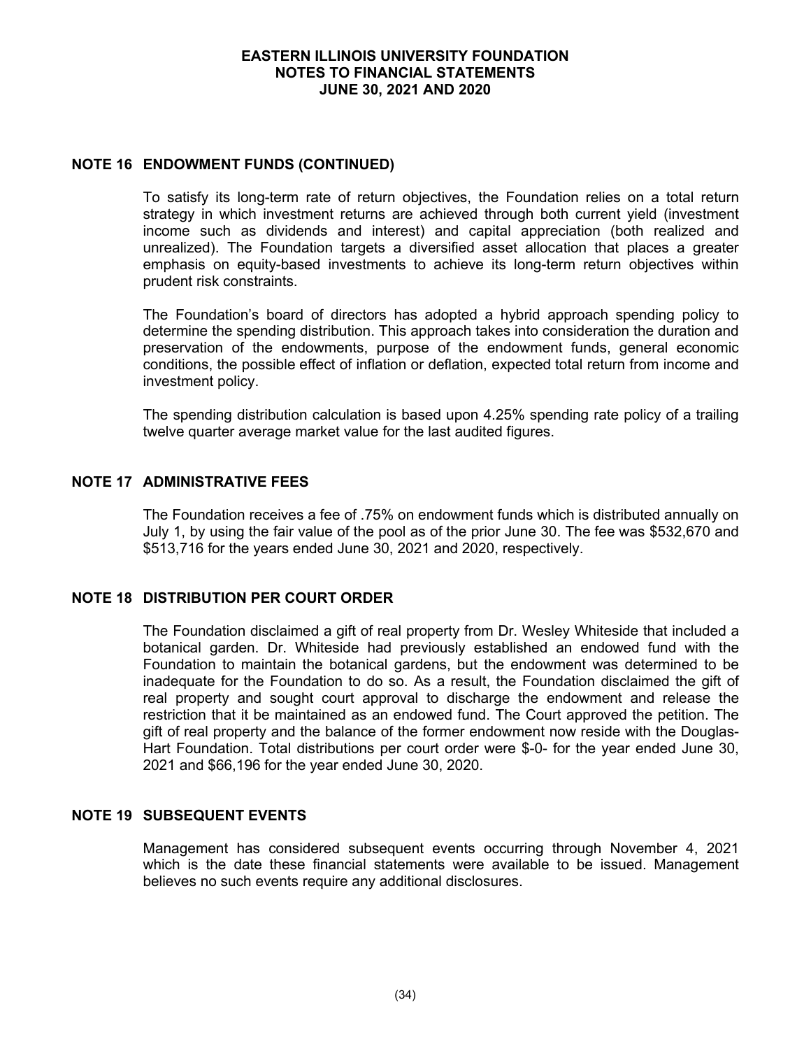## NOTE 16 ENDOWMENT FUNDS (CONTINUED)

To satisfy its long-term rate of return objectives, the Foundation relies on a total return strategy in which investment returns are achieved through both current yield (investment income such as dividends and interest) and capital appreciation (both realized and unrealized). The Foundation targets a diversified asset allocation that places a greater emphasis on equity-based investments to achieve its long-term return objectives within prudent risk constraints.

The Foundation's board of directors has adopted a hybrid approach spending policy to determine the spending distribution. This approach takes into consideration the duration and preservation of the endowments, purpose of the endowment funds, general economic conditions, the possible effect of inflation or deflation, expected total return from income and investment policy.

The spending distribution calculation is based upon 4.25% spending rate policy of a trailing twelve quarter average market value for the last audited figures.

## NOTE 17 ADMINISTRATIVE FEES

The Foundation receives a fee of .75% on endowment funds which is distributed annually on July 1, by using the fair value of the pool as of the prior June 30. The fee was $532,670 and $513,716 for the years ended June 30, 2021 and 2020, respectively.

## NOTE 18 DISTRIBUTION PER COURT ORDER

The Foundation disclaimed a gift of real property from Dr. Wesley Whiteside that included a botanical garden. Dr. Whiteside had previously established an endowed fund with the Foundation to maintain the botanical gardens, but the endowment was determined to be inadequate for the Foundation to do so. As a result, the Foundation disclaimed the gift of real property and sought court approval to discharge the endowment and release the restriction that it be maintained as an endowed fund. The Court approved the petition. The gift of real property and the balance of the former endowment now reside with the Douglas-Hart Foundation. Total distributions per court order were $-0- for the year ended June 30, 2021 and $66,196 for the year ended June 30, 2020.

## NOTE 19 SUBSEQUENT EVENTS

Management has considered subsequent events occurring through November 4, 2021 which is the date these financial statements were available to be issued. Management believes no such events require any additional disclosures.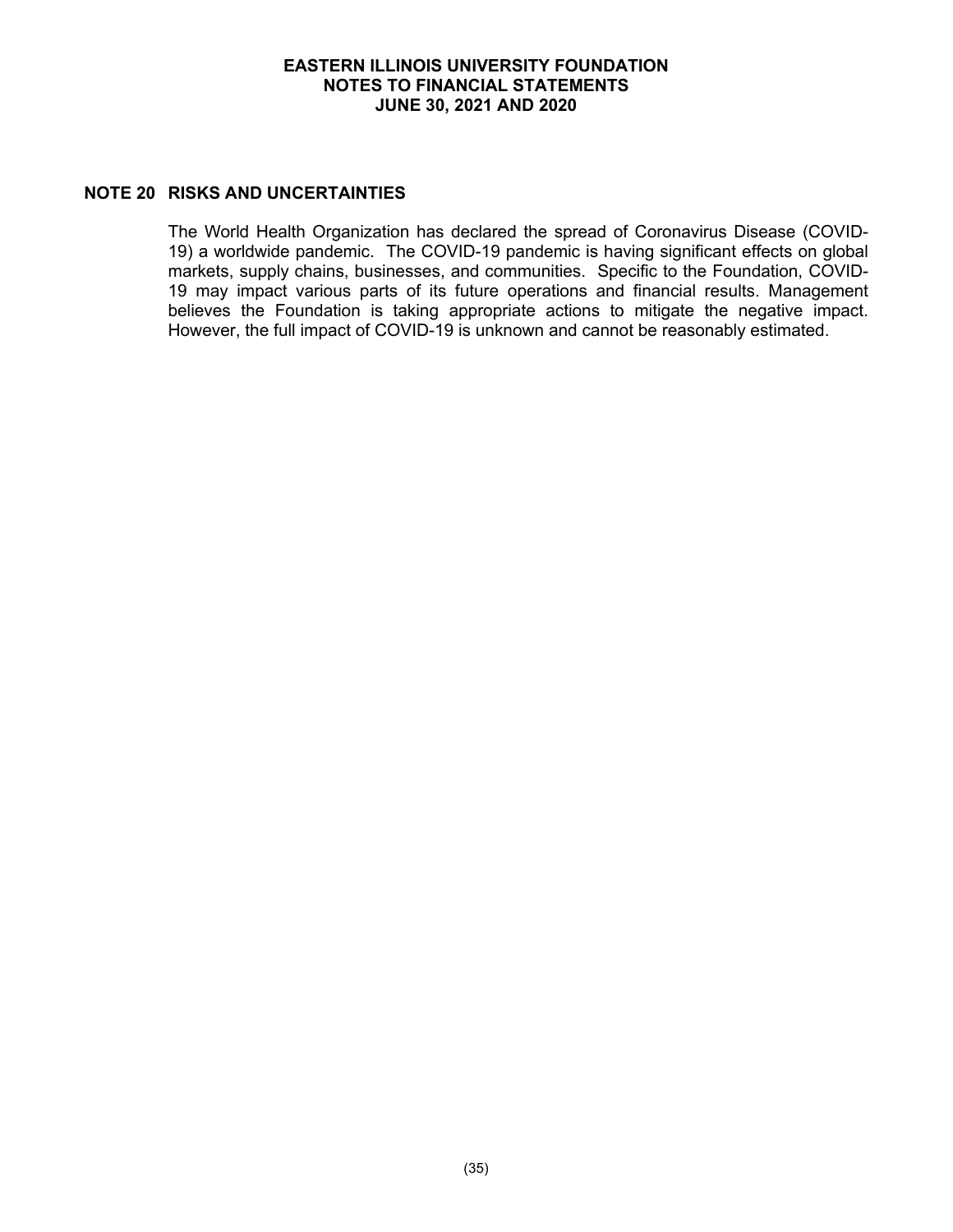## NOTE 20 RISKS AND UNCERTAINTIES

The World Health Organization has declared the spread of Coronavirus Disease (COVID-19) a worldwide pandemic. The COVID-19 pandemic is having significant effects on global markets, supply chains, businesses, and communities. Specific to the Foundation, COVID-19 may impact various parts of its future operations and financial results. Management believes the Foundation is taking appropriate actions to mitigate the negative impact. However, the full impact of COVID-19 is unknown and cannot be reasonably estimated.